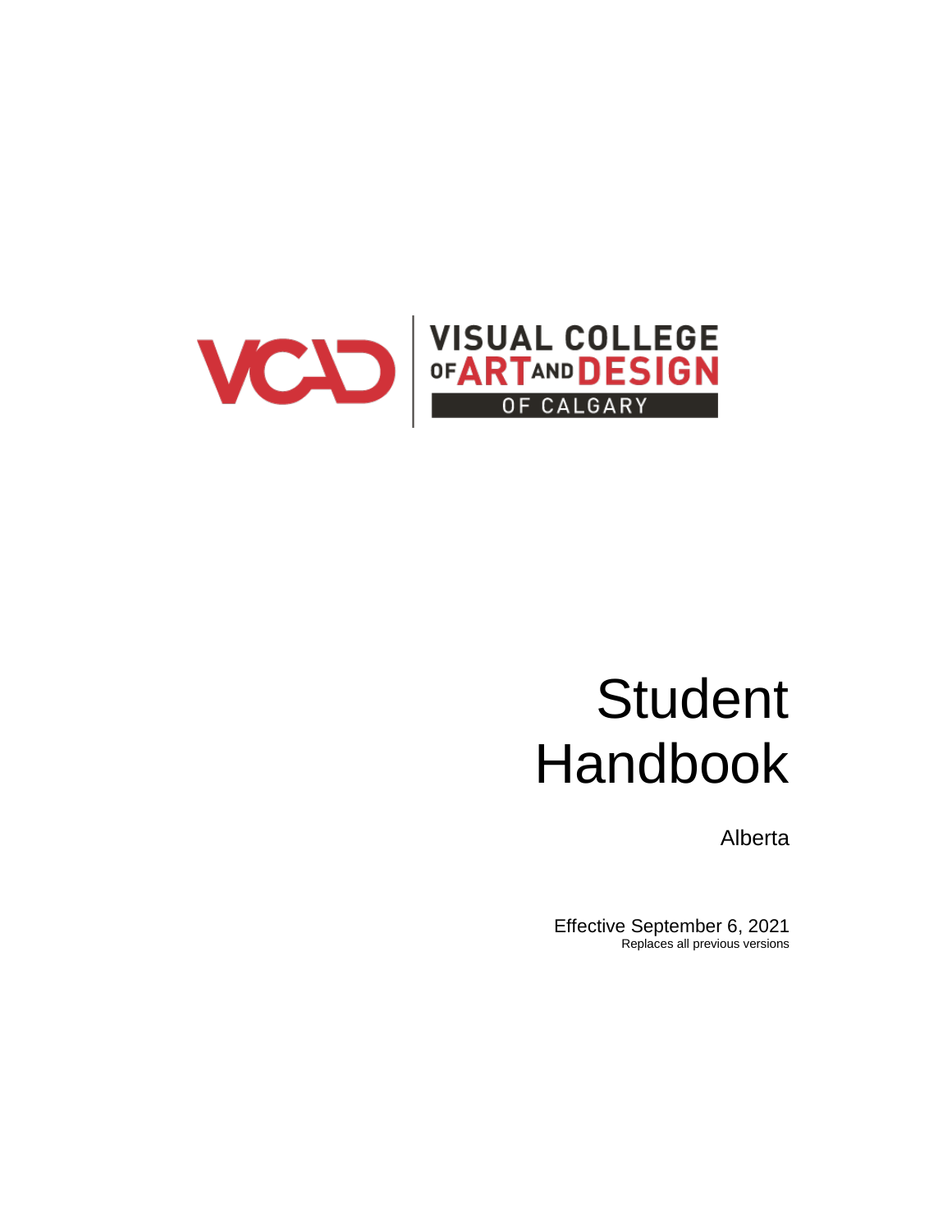VCAD | VISUAL COLLEGE OF ART AND DESIGN OF CALGARY

# Student Handbook

Alberta

Effective September 6, 2021

Replaces all previous versions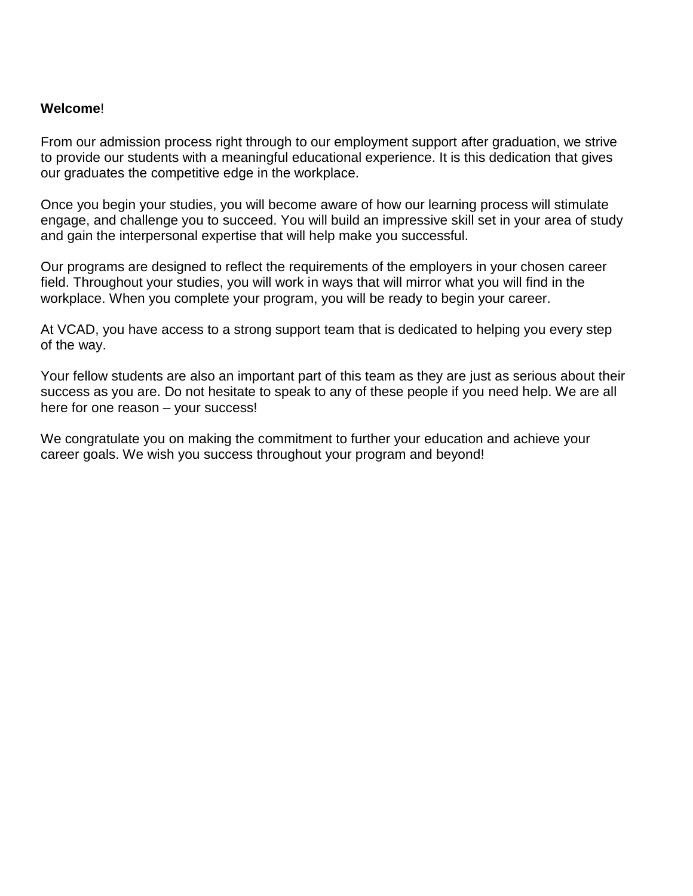**Welcome**!

From our admission process right through to our employment support after graduation, we strive to provide our students with a meaningful educational experience. It is this dedication that gives our graduates the competitive edge in the workplace.

Once you begin your studies, you will become aware of how our learning process will stimulate engage, and challenge you to succeed. You will build an impressive skill set in your area of study and gain the interpersonal expertise that will help make you successful.

Our programs are designed to reflect the requirements of the employers in your chosen career field. Throughout your studies, you will work in ways that will mirror what you will find in the workplace. When you complete your program, you will be ready to begin your career.

At VCAD, you have access to a strong support team that is dedicated to helping you every step of the way.

Your fellow students are also an important part of this team as they are just as serious about their success as you are. Do not hesitate to speak to any of these people if you need help. We are all here for one reason – your success!

We congratulate you on making the commitment to further your education and achieve your career goals. We wish you success throughout your program and beyond!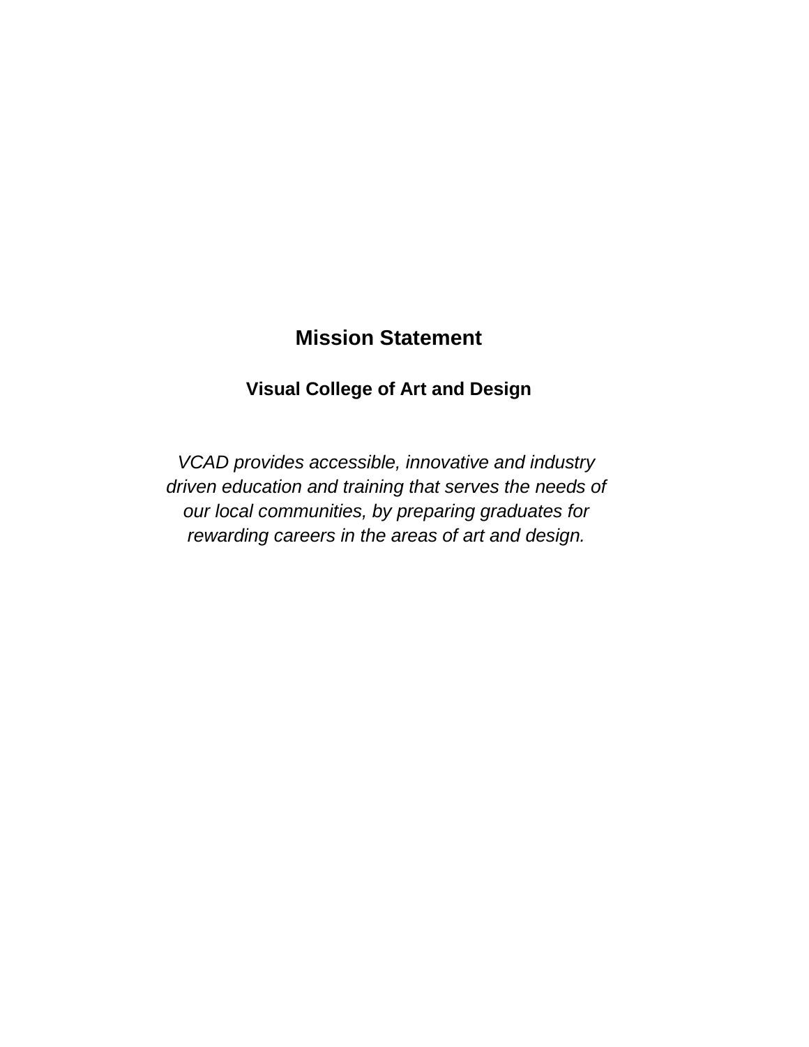# Mission Statement

## Visual College of Art and Design

*VCAD provides accessible, innovative and industry driven education and training that serves the needs of our local communities, by preparing graduates for rewarding careers in the areas of art and design.*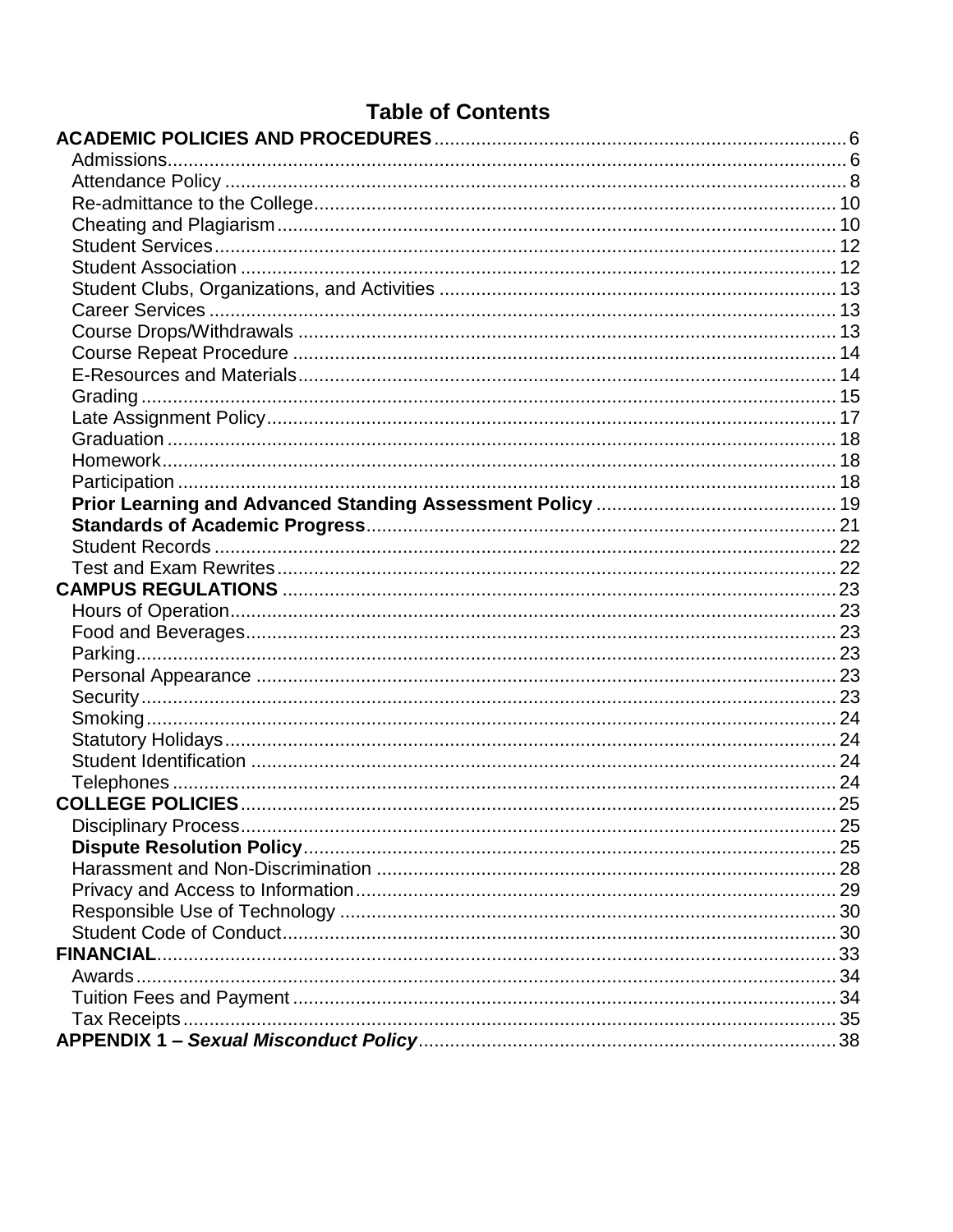# Table of Contents

**ACADEMIC POLICIES AND PROCEDURES** .......... 6
- Admissions .......... 6
- Attendance Policy .......... 8
- Re-admittance to the College .......... 10
- Cheating and Plagiarism .......... 10
- Student Services .......... 12
- Student Association .......... 12
- Student Clubs, Organizations, and Activities .......... 13
- Career Services .......... 13
- Course Drops/Withdrawals .......... 13
- Course Repeat Procedure .......... 14
- E-Resources and Materials .......... 14
- Grading .......... 15
- Late Assignment Policy .......... 17
- Graduation .......... 18
- Homework .......... 18
- Participation .......... 18
- **Prior Learning and Advanced Standing Assessment Policy** .......... 19
- **Standards of Academic Progress** .......... 21
- Student Records .......... 22
- Test and Exam Rewrites .......... 22

**CAMPUS REGULATIONS** .......... 23
- Hours of Operation .......... 23
- Food and Beverages .......... 23
- Parking .......... 23
- Personal Appearance .......... 23
- Security .......... 23
- Smoking .......... 24
- Statutory Holidays .......... 24
- Student Identification .......... 24
- Telephones .......... 24

**COLLEGE POLICIES** .......... 25
- Disciplinary Process .......... 25
- **Dispute Resolution Policy** .......... 25
- Harassment and Non-Discrimination .......... 28
- Privacy and Access to Information .......... 29
- Responsible Use of Technology .......... 30
- Student Code of Conduct .......... 30

**FINANCIAL** .......... 33
- Awards .......... 34
- Tuition Fees and Payment .......... 34
- Tax Receipts .......... 35

**APPENDIX 1 – *Sexual Misconduct Policy*** .......... 38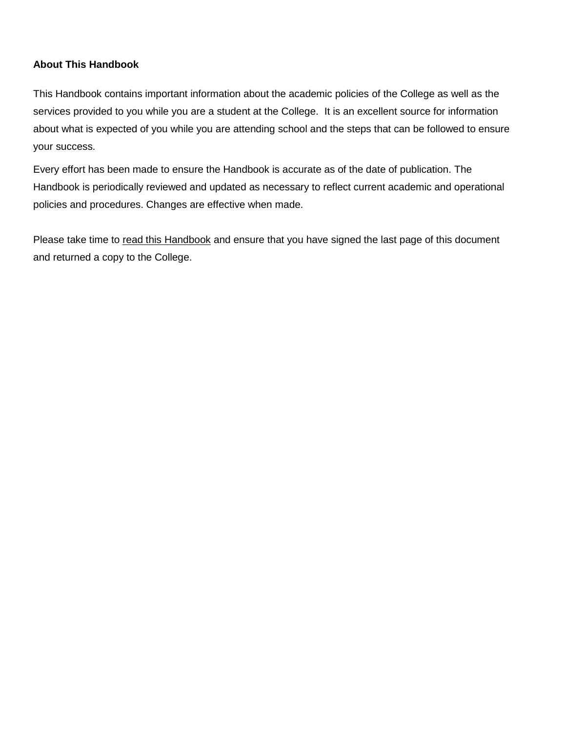**About This Handbook**

This Handbook contains important information about the academic policies of the College as well as the services provided to you while you are a student at the College. It is an excellent source for information about what is expected of you while you are attending school and the steps that can be followed to ensure your success.

Every effort has been made to ensure the Handbook is accurate as of the date of publication. The Handbook is periodically reviewed and updated as necessary to reflect current academic and operational policies and procedures. Changes are effective when made.

Please take time to <u>read this Handbook</u> and ensure that you have signed the last page of this document and returned a copy to the College.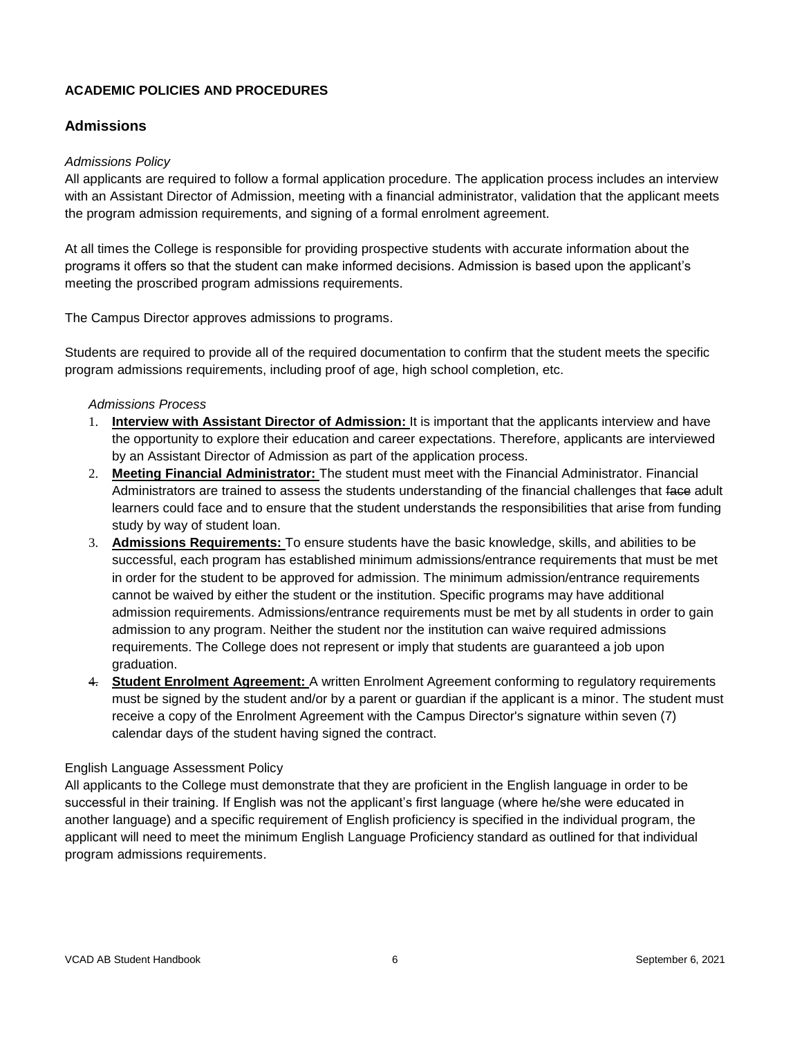**ACADEMIC POLICIES AND PROCEDURES**

## Admissions

*Admissions Policy*

All applicants are required to follow a formal application procedure. The application process includes an interview with an Assistant Director of Admission, meeting with a financial administrator, validation that the applicant meets the program admission requirements, and signing of a formal enrolment agreement.

At all times the College is responsible for providing prospective students with accurate information about the programs it offers so that the student can make informed decisions. Admission is based upon the applicant's meeting the proscribed program admissions requirements.

The Campus Director approves admissions to programs.

Students are required to provide all of the required documentation to confirm that the student meets the specific program admissions requirements, including proof of age, high school completion, etc.

*Admissions Process*

1. **Interview with Assistant Director of Admission:** It is important that the applicants interview and have the opportunity to explore their education and career expectations. Therefore, applicants are interviewed by an Assistant Director of Admission as part of the application process.
2. **Meeting Financial Administrator:** The student must meet with the Financial Administrator. Financial Administrators are trained to assess the students understanding of the financial challenges that ~~face~~ adult learners could face and to ensure that the student understands the responsibilities that arise from funding study by way of student loan.
3. **Admissions Requirements:** To ensure students have the basic knowledge, skills, and abilities to be successful, each program has established minimum admissions/entrance requirements that must be met in order for the student to be approved for admission. The minimum admission/entrance requirements cannot be waived by either the student or the institution. Specific programs may have additional admission requirements. Admissions/entrance requirements must be met by all students in order to gain admission to any program. Neither the student nor the institution can waive required admissions requirements. The College does not represent or imply that students are guaranteed a job upon graduation.
4. **Student Enrolment Agreement:** A written Enrolment Agreement conforming to regulatory requirements must be signed by the student and/or by a parent or guardian if the applicant is a minor. The student must receive a copy of the Enrolment Agreement with the Campus Director's signature within seven (7) calendar days of the student having signed the contract.

English Language Assessment Policy

All applicants to the College must demonstrate that they are proficient in the English language in order to be successful in their training. If English was not the applicant's first language (where he/she were educated in another language) and a specific requirement of English proficiency is specified in the individual program, the applicant will need to meet the minimum English Language Proficiency standard as outlined for that individual program admissions requirements.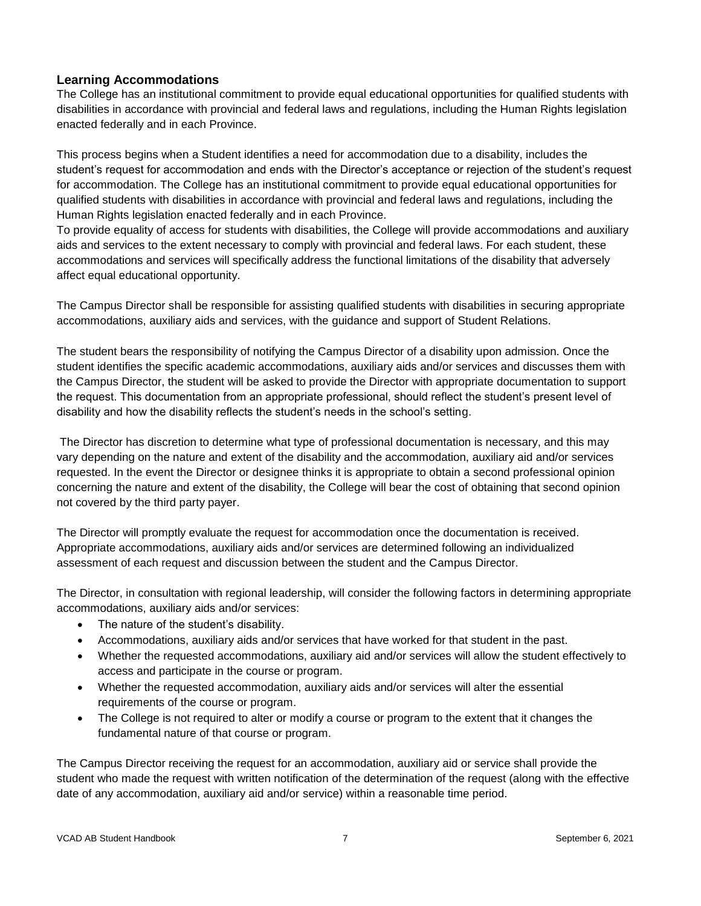### Learning Accommodations

The College has an institutional commitment to provide equal educational opportunities for qualified students with disabilities in accordance with provincial and federal laws and regulations, including the Human Rights legislation enacted federally and in each Province.

This process begins when a Student identifies a need for accommodation due to a disability, includes the student's request for accommodation and ends with the Director's acceptance or rejection of the student's request for accommodation. The College has an institutional commitment to provide equal educational opportunities for qualified students with disabilities in accordance with provincial and federal laws and regulations, including the Human Rights legislation enacted federally and in each Province.
To provide equality of access for students with disabilities, the College will provide accommodations and auxiliary aids and services to the extent necessary to comply with provincial and federal laws. For each student, these accommodations and services will specifically address the functional limitations of the disability that adversely affect equal educational opportunity.

The Campus Director shall be responsible for assisting qualified students with disabilities in securing appropriate accommodations, auxiliary aids and services, with the guidance and support of Student Relations.

The student bears the responsibility of notifying the Campus Director of a disability upon admission. Once the student identifies the specific academic accommodations, auxiliary aids and/or services and discusses them with the Campus Director, the student will be asked to provide the Director with appropriate documentation to support the request. This documentation from an appropriate professional, should reflect the student's present level of disability and how the disability reflects the student's needs in the school's setting.

The Director has discretion to determine what type of professional documentation is necessary, and this may vary depending on the nature and extent of the disability and the accommodation, auxiliary aid and/or services requested. In the event the Director or designee thinks it is appropriate to obtain a second professional opinion concerning the nature and extent of the disability, the College will bear the cost of obtaining that second opinion not covered by the third party payer.

The Director will promptly evaluate the request for accommodation once the documentation is received. Appropriate accommodations, auxiliary aids and/or services are determined following an individualized assessment of each request and discussion between the student and the Campus Director.

The Director, in consultation with regional leadership, will consider the following factors in determining appropriate accommodations, auxiliary aids and/or services:

- The nature of the student's disability.
- Accommodations, auxiliary aids and/or services that have worked for that student in the past.
- Whether the requested accommodations, auxiliary aid and/or services will allow the student effectively to access and participate in the course or program.
- Whether the requested accommodation, auxiliary aids and/or services will alter the essential requirements of the course or program.
- The College is not required to alter or modify a course or program to the extent that it changes the fundamental nature of that course or program.

The Campus Director receiving the request for an accommodation, auxiliary aid or service shall provide the student who made the request with written notification of the determination of the request (along with the effective date of any accommodation, auxiliary aid and/or service) within a reasonable time period.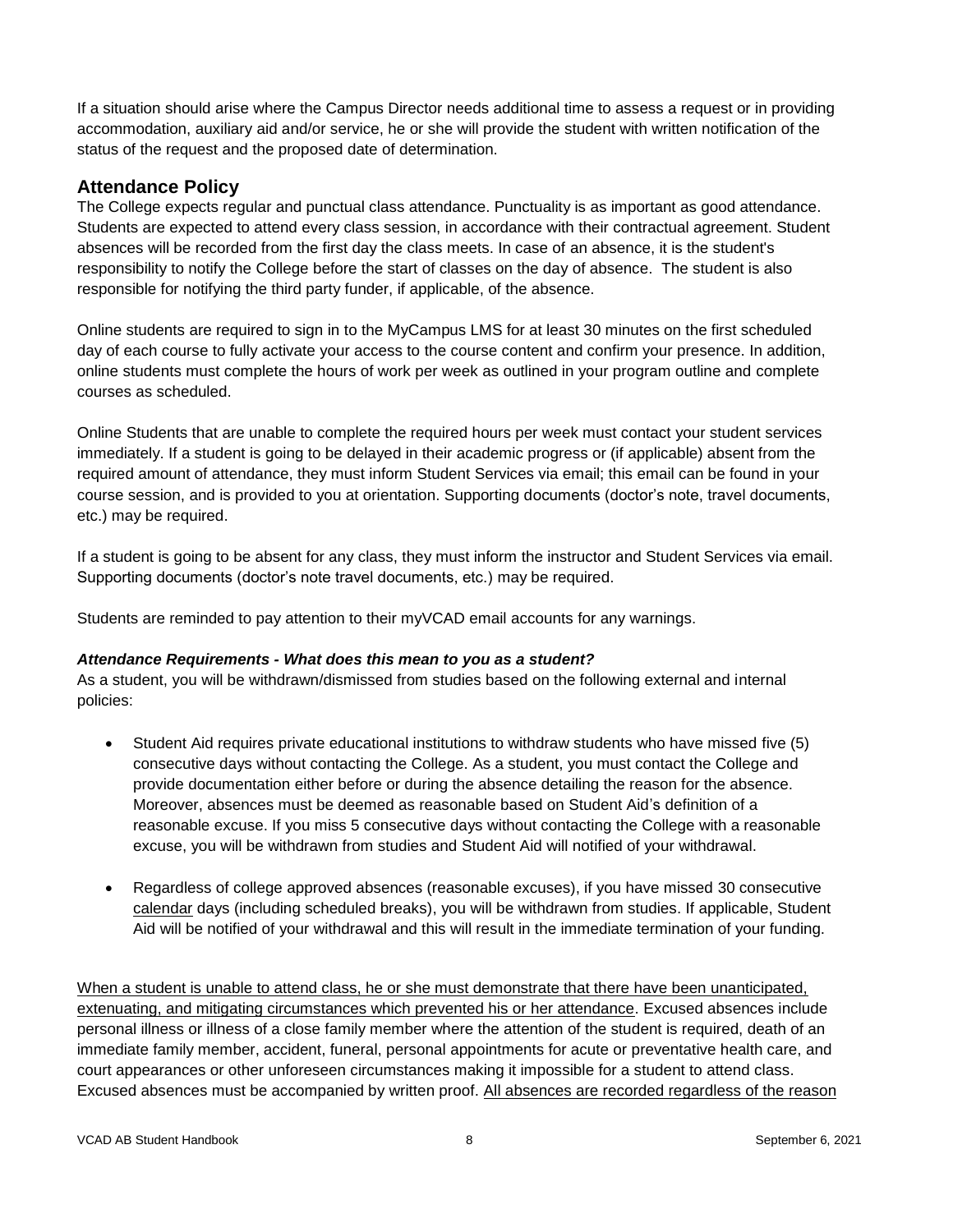If a situation should arise where the Campus Director needs additional time to assess a request or in providing accommodation, auxiliary aid and/or service, he or she will provide the student with written notification of the status of the request and the proposed date of determination.

## Attendance Policy

The College expects regular and punctual class attendance. Punctuality is as important as good attendance. Students are expected to attend every class session, in accordance with their contractual agreement. Student absences will be recorded from the first day the class meets. In case of an absence, it is the student's responsibility to notify the College before the start of classes on the day of absence. The student is also responsible for notifying the third party funder, if applicable, of the absence.

Online students are required to sign in to the MyCampus LMS for at least 30 minutes on the first scheduled day of each course to fully activate your access to the course content and confirm your presence. In addition, online students must complete the hours of work per week as outlined in your program outline and complete courses as scheduled.

Online Students that are unable to complete the required hours per week must contact your student services immediately. If a student is going to be delayed in their academic progress or (if applicable) absent from the required amount of attendance, they must inform Student Services via email; this email can be found in your course session, and is provided to you at orientation. Supporting documents (doctor's note, travel documents, etc.) may be required.

If a student is going to be absent for any class, they must inform the instructor and Student Services via email. Supporting documents (doctor's note travel documents, etc.) may be required.

Students are reminded to pay attention to their myVCAD email accounts for any warnings.

***Attendance Requirements - What does this mean to you as a student?***

As a student, you will be withdrawn/dismissed from studies based on the following external and internal policies:

- Student Aid requires private educational institutions to withdraw students who have missed five (5) consecutive days without contacting the College. As a student, you must contact the College and provide documentation either before or during the absence detailing the reason for the absence. Moreover, absences must be deemed as reasonable based on Student Aid's definition of a reasonable excuse. If you miss 5 consecutive days without contacting the College with a reasonable excuse, you will be withdrawn from studies and Student Aid will notified of your withdrawal.

- Regardless of college approved absences (reasonable excuses), if you have missed 30 consecutive <u>calendar</u> days (including scheduled breaks), you will be withdrawn from studies. If applicable, Student Aid will be notified of your withdrawal and this will result in the immediate termination of your funding.

<u>When a student is unable to attend class, he or she must demonstrate that there have been unanticipated, extenuating, and mitigating circumstances which prevented his or her attendance</u>. Excused absences include personal illness or illness of a close family member where the attention of the student is required, death of an immediate family member, accident, funeral, personal appointments for acute or preventative health care, and court appearances or other unforeseen circumstances making it impossible for a student to attend class. Excused absences must be accompanied by written proof. <u>All absences are recorded regardless of the reason</u>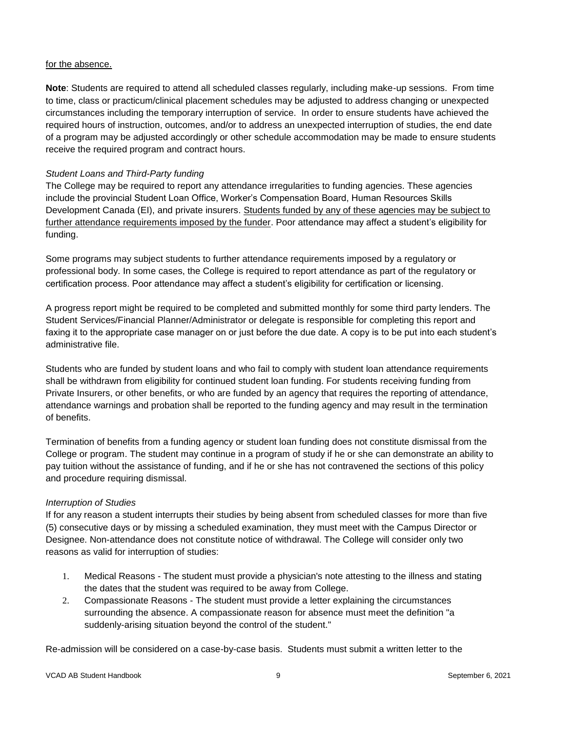for the absence.

**Note**: Students are required to attend all scheduled classes regularly, including make-up sessions. From time to time, class or practicum/clinical placement schedules may be adjusted to address changing or unexpected circumstances including the temporary interruption of service. In order to ensure students have achieved the required hours of instruction, outcomes, and/or to address an unexpected interruption of studies, the end date of a program may be adjusted accordingly or other schedule accommodation may be made to ensure students receive the required program and contract hours.

*Student Loans and Third-Party funding*

The College may be required to report any attendance irregularities to funding agencies. These agencies include the provincial Student Loan Office, Worker's Compensation Board, Human Resources Skills Development Canada (EI), and private insurers. Students funded by any of these agencies may be subject to further attendance requirements imposed by the funder. Poor attendance may affect a student's eligibility for funding.

Some programs may subject students to further attendance requirements imposed by a regulatory or professional body. In some cases, the College is required to report attendance as part of the regulatory or certification process. Poor attendance may affect a student's eligibility for certification or licensing.

A progress report might be required to be completed and submitted monthly for some third party lenders. The Student Services/Financial Planner/Administrator or delegate is responsible for completing this report and faxing it to the appropriate case manager on or just before the due date. A copy is to be put into each student's administrative file.

Students who are funded by student loans and who fail to comply with student loan attendance requirements shall be withdrawn from eligibility for continued student loan funding. For students receiving funding from Private Insurers, or other benefits, or who are funded by an agency that requires the reporting of attendance, attendance warnings and probation shall be reported to the funding agency and may result in the termination of benefits.

Termination of benefits from a funding agency or student loan funding does not constitute dismissal from the College or program. The student may continue in a program of study if he or she can demonstrate an ability to pay tuition without the assistance of funding, and if he or she has not contravened the sections of this policy and procedure requiring dismissal.

*Interruption of Studies*

If for any reason a student interrupts their studies by being absent from scheduled classes for more than five (5) consecutive days or by missing a scheduled examination, they must meet with the Campus Director or Designee. Non-attendance does not constitute notice of withdrawal. The College will consider only two reasons as valid for interruption of studies:

1. Medical Reasons - The student must provide a physician's note attesting to the illness and stating the dates that the student was required to be away from College.
2. Compassionate Reasons - The student must provide a letter explaining the circumstances surrounding the absence. A compassionate reason for absence must meet the definition "a suddenly-arising situation beyond the control of the student."

Re-admission will be considered on a case-by-case basis. Students must submit a written letter to the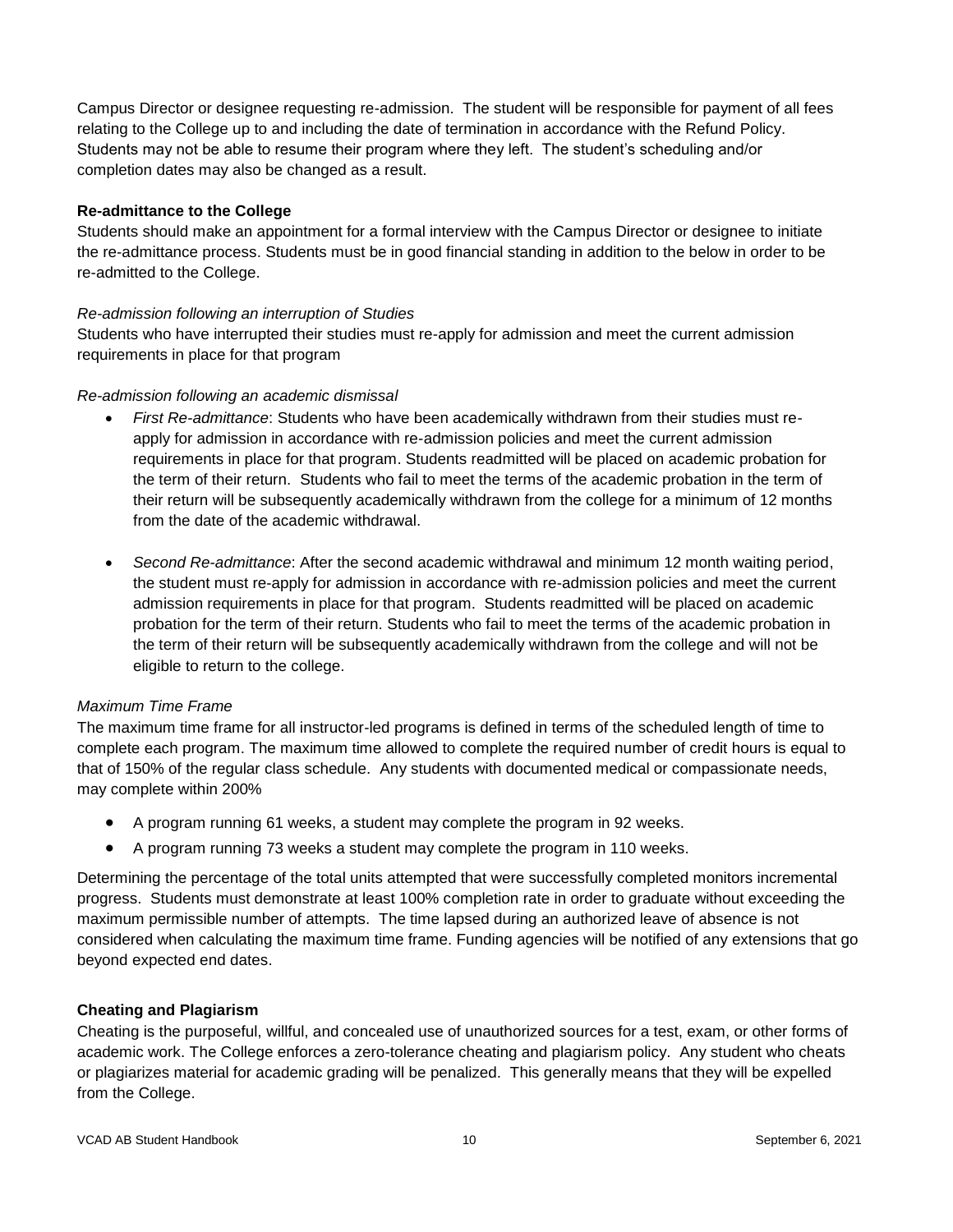Campus Director or designee requesting re-admission. The student will be responsible for payment of all fees relating to the College up to and including the date of termination in accordance with the Refund Policy. Students may not be able to resume their program where they left. The student's scheduling and/or completion dates may also be changed as a result.

### Re-admittance to the College

Students should make an appointment for a formal interview with the Campus Director or designee to initiate the re-admittance process. Students must be in good financial standing in addition to the below in order to be re-admitted to the College.

*Re-admission following an interruption of Studies*

Students who have interrupted their studies must re-apply for admission and meet the current admission requirements in place for that program

*Re-admission following an academic dismissal*

- *First Re-admittance*: Students who have been academically withdrawn from their studies must re-apply for admission in accordance with re-admission policies and meet the current admission requirements in place for that program. Students readmitted will be placed on academic probation for the term of their return. Students who fail to meet the terms of the academic probation in the term of their return will be subsequently academically withdrawn from the college for a minimum of 12 months from the date of the academic withdrawal.

- *Second Re-admittance*: After the second academic withdrawal and minimum 12 month waiting period, the student must re-apply for admission in accordance with re-admission policies and meet the current admission requirements in place for that program. Students readmitted will be placed on academic probation for the term of their return. Students who fail to meet the terms of the academic probation in the term of their return will be subsequently academically withdrawn from the college and will not be eligible to return to the college.

*Maximum Time Frame*

The maximum time frame for all instructor-led programs is defined in terms of the scheduled length of time to complete each program. The maximum time allowed to complete the required number of credit hours is equal to that of 150% of the regular class schedule. Any students with documented medical or compassionate needs, may complete within 200%

- A program running 61 weeks, a student may complete the program in 92 weeks.
- A program running 73 weeks a student may complete the program in 110 weeks.

Determining the percentage of the total units attempted that were successfully completed monitors incremental progress. Students must demonstrate at least 100% completion rate in order to graduate without exceeding the maximum permissible number of attempts. The time lapsed during an authorized leave of absence is not considered when calculating the maximum time frame. Funding agencies will be notified of any extensions that go beyond expected end dates.

### Cheating and Plagiarism

Cheating is the purposeful, willful, and concealed use of unauthorized sources for a test, exam, or other forms of academic work. The College enforces a zero-tolerance cheating and plagiarism policy. Any student who cheats or plagiarizes material for academic grading will be penalized. This generally means that they will be expelled from the College.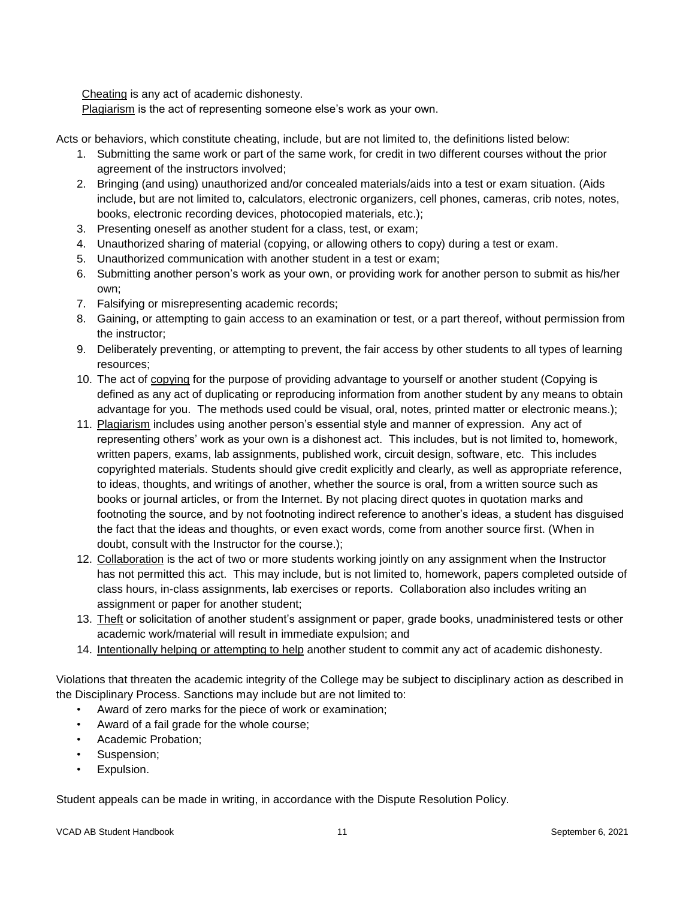Cheating is any act of academic dishonesty.
Plagiarism is the act of representing someone else's work as your own.

Acts or behaviors, which constitute cheating, include, but are not limited to, the definitions listed below:

1. Submitting the same work or part of the same work, for credit in two different courses without the prior agreement of the instructors involved;
2. Bringing (and using) unauthorized and/or concealed materials/aids into a test or exam situation. (Aids include, but are not limited to, calculators, electronic organizers, cell phones, cameras, crib notes, notes, books, electronic recording devices, photocopied materials, etc.);
3. Presenting oneself as another student for a class, test, or exam;
4. Unauthorized sharing of material (copying, or allowing others to copy) during a test or exam.
5. Unauthorized communication with another student in a test or exam;
6. Submitting another person's work as your own, or providing work for another person to submit as his/her own;
7. Falsifying or misrepresenting academic records;
8. Gaining, or attempting to gain access to an examination or test, or a part thereof, without permission from the instructor;
9. Deliberately preventing, or attempting to prevent, the fair access by other students to all types of learning resources;
10. The act of copying for the purpose of providing advantage to yourself or another student (Copying is defined as any act of duplicating or reproducing information from another student by any means to obtain advantage for you. The methods used could be visual, oral, notes, printed matter or electronic means.);
11. Plagiarism includes using another person's essential style and manner of expression. Any act of representing others' work as your own is a dishonest act. This includes, but is not limited to, homework, written papers, exams, lab assignments, published work, circuit design, software, etc. This includes copyrighted materials. Students should give credit explicitly and clearly, as well as appropriate reference, to ideas, thoughts, and writings of another, whether the source is oral, from a written source such as books or journal articles, or from the Internet. By not placing direct quotes in quotation marks and footnoting the source, and by not footnoting indirect reference to another's ideas, a student has disguised the fact that the ideas and thoughts, or even exact words, come from another source first. (When in doubt, consult with the Instructor for the course.);
12. Collaboration is the act of two or more students working jointly on any assignment when the Instructor has not permitted this act. This may include, but is not limited to, homework, papers completed outside of class hours, in-class assignments, lab exercises or reports. Collaboration also includes writing an assignment or paper for another student;
13. Theft or solicitation of another student's assignment or paper, grade books, unadministered tests or other academic work/material will result in immediate expulsion; and
14. Intentionally helping or attempting to help another student to commit any act of academic dishonesty.

Violations that threaten the academic integrity of the College may be subject to disciplinary action as described in the Disciplinary Process. Sanctions may include but are not limited to:

- Award of zero marks for the piece of work or examination;
- Award of a fail grade for the whole course;
- Academic Probation;
- Suspension;
- Expulsion.

Student appeals can be made in writing, in accordance with the Dispute Resolution Policy.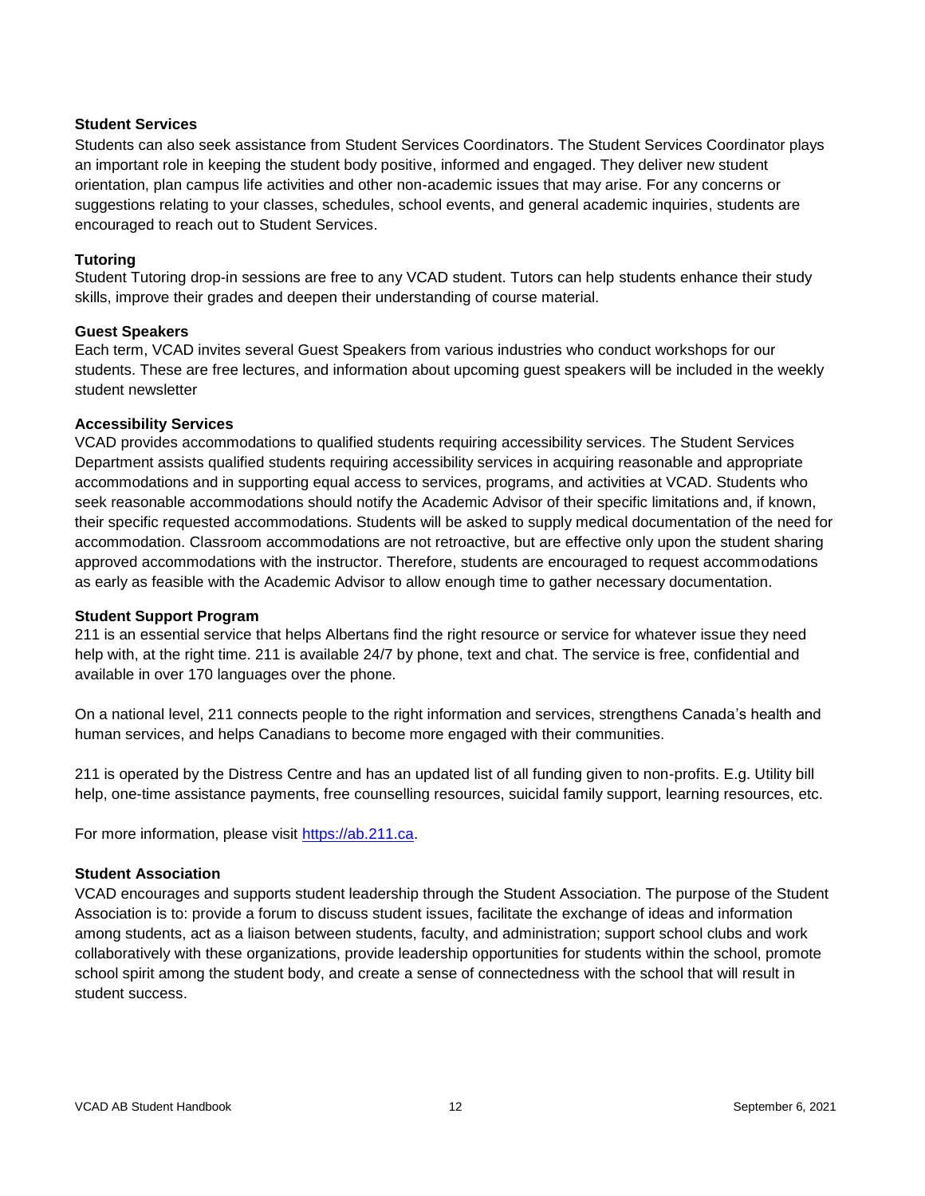**Student Services**

Students can also seek assistance from Student Services Coordinators. The Student Services Coordinator plays an important role in keeping the student body positive, informed and engaged. They deliver new student orientation, plan campus life activities and other non-academic issues that may arise. For any concerns or suggestions relating to your classes, schedules, school events, and general academic inquiries, students are encouraged to reach out to Student Services.

**Tutoring**

Student Tutoring drop-in sessions are free to any VCAD student. Tutors can help students enhance their study skills, improve their grades and deepen their understanding of course material.

**Guest Speakers**

Each term, VCAD invites several Guest Speakers from various industries who conduct workshops for our students. These are free lectures, and information about upcoming guest speakers will be included in the weekly student newsletter

**Accessibility Services**

VCAD provides accommodations to qualified students requiring accessibility services. The Student Services Department assists qualified students requiring accessibility services in acquiring reasonable and appropriate accommodations and in supporting equal access to services, programs, and activities at VCAD. Students who seek reasonable accommodations should notify the Academic Advisor of their specific limitations and, if known, their specific requested accommodations. Students will be asked to supply medical documentation of the need for accommodation. Classroom accommodations are not retroactive, but are effective only upon the student sharing approved accommodations with the instructor. Therefore, students are encouraged to request accommodations as early as feasible with the Academic Advisor to allow enough time to gather necessary documentation.

**Student Support Program**

211 is an essential service that helps Albertans find the right resource or service for whatever issue they need help with, at the right time. 211 is available 24/7 by phone, text and chat. The service is free, confidential and available in over 170 languages over the phone.

On a national level, 211 connects people to the right information and services, strengthens Canada's health and human services, and helps Canadians to become more engaged with their communities.

211 is operated by the Distress Centre and has an updated list of all funding given to non-profits. E.g. Utility bill help, one-time assistance payments, free counselling resources, suicidal family support, learning resources, etc.

For more information, please visit [https://ab.211.ca](https://ab.211.ca).

**Student Association**

VCAD encourages and supports student leadership through the Student Association. The purpose of the Student Association is to: provide a forum to discuss student issues, facilitate the exchange of ideas and information among students, act as a liaison between students, faculty, and administration; support school clubs and work collaboratively with these organizations, provide leadership opportunities for students within the school, promote school spirit among the student body, and create a sense of connectedness with the school that will result in student success.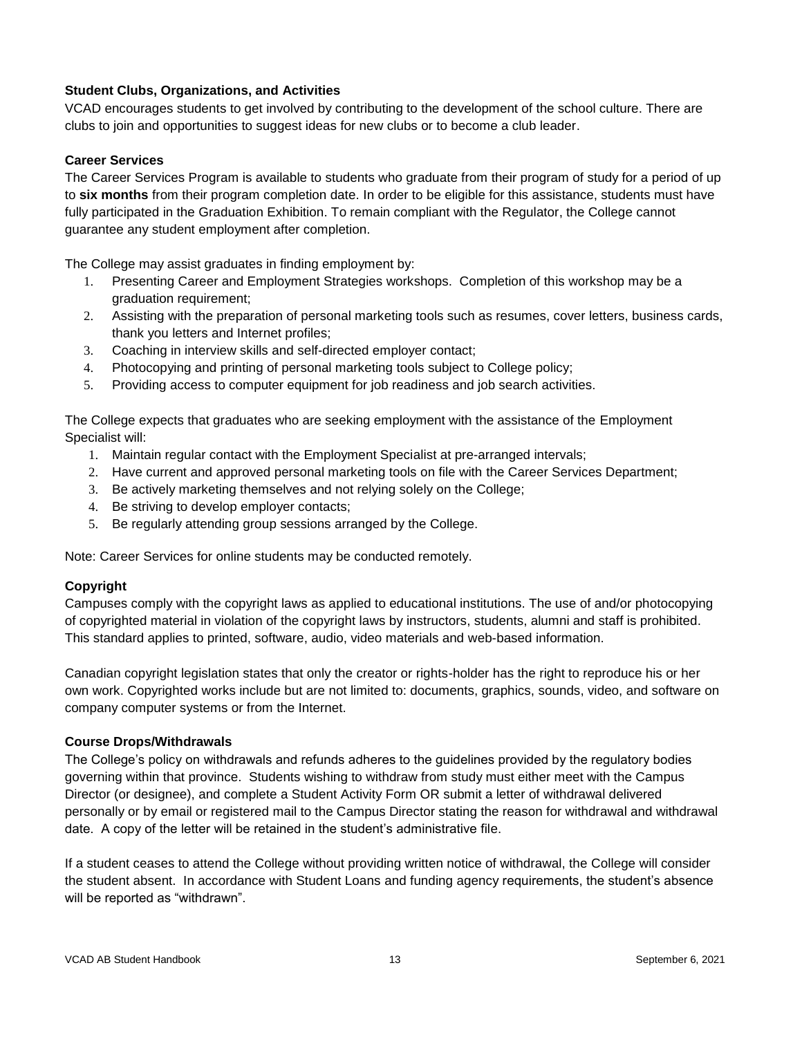**Student Clubs, Organizations, and Activities**

VCAD encourages students to get involved by contributing to the development of the school culture. There are clubs to join and opportunities to suggest ideas for new clubs or to become a club leader.

**Career Services**

The Career Services Program is available to students who graduate from their program of study for a period of up to **six months** from their program completion date. In order to be eligible for this assistance, students must have fully participated in the Graduation Exhibition. To remain compliant with the Regulator, the College cannot guarantee any student employment after completion.

The College may assist graduates in finding employment by:

1. Presenting Career and Employment Strategies workshops. Completion of this workshop may be a graduation requirement;
2. Assisting with the preparation of personal marketing tools such as resumes, cover letters, business cards, thank you letters and Internet profiles;
3. Coaching in interview skills and self-directed employer contact;
4. Photocopying and printing of personal marketing tools subject to College policy;
5. Providing access to computer equipment for job readiness and job search activities.

The College expects that graduates who are seeking employment with the assistance of the Employment Specialist will:

1. Maintain regular contact with the Employment Specialist at pre-arranged intervals;
2. Have current and approved personal marketing tools on file with the Career Services Department;
3. Be actively marketing themselves and not relying solely on the College;
4. Be striving to develop employer contacts;
5. Be regularly attending group sessions arranged by the College.

Note: Career Services for online students may be conducted remotely.

**Copyright**

Campuses comply with the copyright laws as applied to educational institutions. The use of and/or photocopying of copyrighted material in violation of the copyright laws by instructors, students, alumni and staff is prohibited. This standard applies to printed, software, audio, video materials and web-based information.

Canadian copyright legislation states that only the creator or rights-holder has the right to reproduce his or her own work. Copyrighted works include but are not limited to: documents, graphics, sounds, video, and software on company computer systems or from the Internet.

**Course Drops/Withdrawals**

The College's policy on withdrawals and refunds adheres to the guidelines provided by the regulatory bodies governing within that province. Students wishing to withdraw from study must either meet with the Campus Director (or designee), and complete a Student Activity Form OR submit a letter of withdrawal delivered personally or by email or registered mail to the Campus Director stating the reason for withdrawal and withdrawal date. A copy of the letter will be retained in the student's administrative file.

If a student ceases to attend the College without providing written notice of withdrawal, the College will consider the student absent. In accordance with Student Loans and funding agency requirements, the student's absence will be reported as "withdrawn".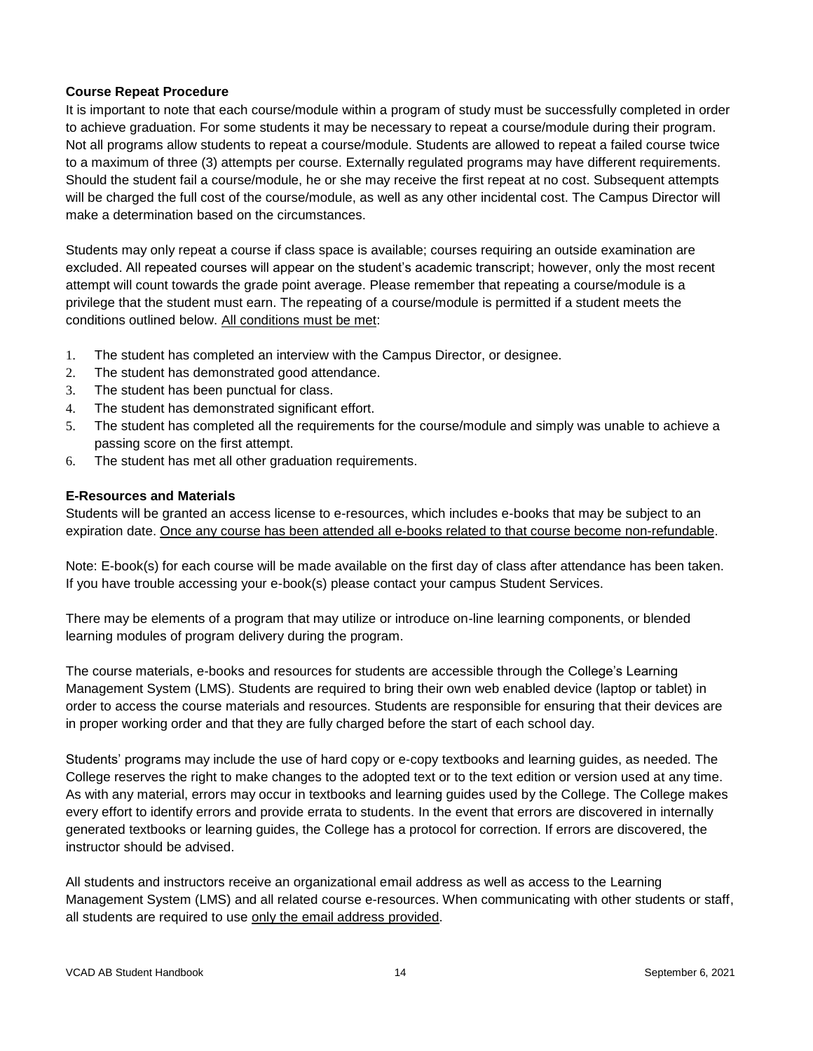**Course Repeat Procedure**

It is important to note that each course/module within a program of study must be successfully completed in order to achieve graduation. For some students it may be necessary to repeat a course/module during their program. Not all programs allow students to repeat a course/module. Students are allowed to repeat a failed course twice to a maximum of three (3) attempts per course. Externally regulated programs may have different requirements. Should the student fail a course/module, he or she may receive the first repeat at no cost. Subsequent attempts will be charged the full cost of the course/module, as well as any other incidental cost. The Campus Director will make a determination based on the circumstances.

Students may only repeat a course if class space is available; courses requiring an outside examination are excluded. All repeated courses will appear on the student's academic transcript; however, only the most recent attempt will count towards the grade point average. Please remember that repeating a course/module is a privilege that the student must earn. The repeating of a course/module is permitted if a student meets the conditions outlined below. <u>All conditions must be met</u>:

1. The student has completed an interview with the Campus Director, or designee.
2. The student has demonstrated good attendance.
3. The student has been punctual for class.
4. The student has demonstrated significant effort.
5. The student has completed all the requirements for the course/module and simply was unable to achieve a passing score on the first attempt.
6. The student has met all other graduation requirements.

**E-Resources and Materials**

Students will be granted an access license to e-resources, which includes e-books that may be subject to an expiration date. <u>Once any course has been attended all e-books related to that course become non-refundable</u>.

Note: E-book(s) for each course will be made available on the first day of class after attendance has been taken. If you have trouble accessing your e-book(s) please contact your campus Student Services.

There may be elements of a program that may utilize or introduce on-line learning components, or blended learning modules of program delivery during the program.

The course materials, e-books and resources for students are accessible through the College's Learning Management System (LMS). Students are required to bring their own web enabled device (laptop or tablet) in order to access the course materials and resources. Students are responsible for ensuring that their devices are in proper working order and that they are fully charged before the start of each school day.

Students' programs may include the use of hard copy or e-copy textbooks and learning guides, as needed. The College reserves the right to make changes to the adopted text or to the text edition or version used at any time. As with any material, errors may occur in textbooks and learning guides used by the College. The College makes every effort to identify errors and provide errata to students. In the event that errors are discovered in internally generated textbooks or learning guides, the College has a protocol for correction. If errors are discovered, the instructor should be advised.

All students and instructors receive an organizational email address as well as access to the Learning Management System (LMS) and all related course e-resources. When communicating with other students or staff, all students are required to use <u>only the email address provided</u>.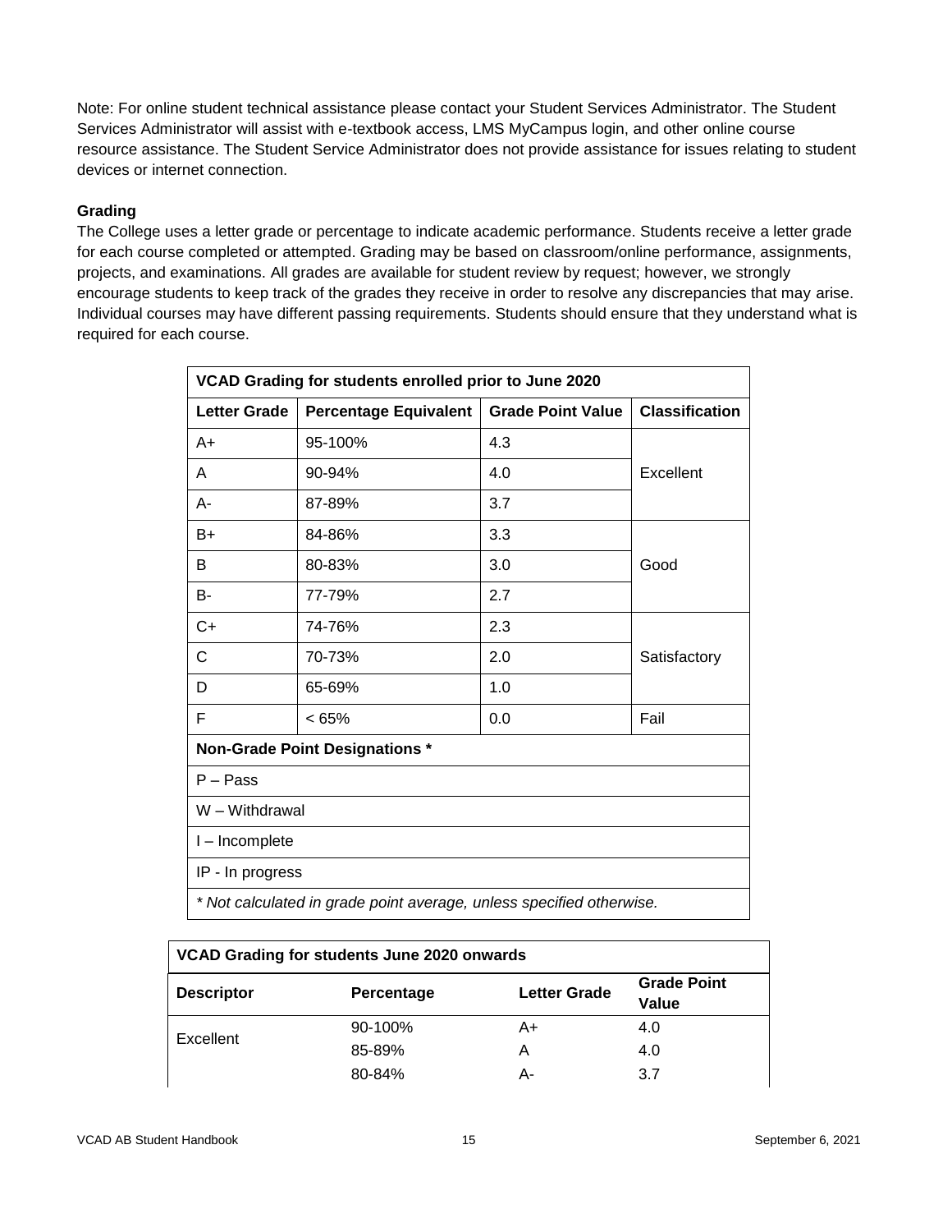Note: For online student technical assistance please contact your Student Services Administrator. The Student Services Administrator will assist with e-textbook access, LMS MyCampus login, and other online course resource assistance. The Student Service Administrator does not provide assistance for issues relating to student devices or internet connection.

**Grading**

The College uses a letter grade or percentage to indicate academic performance. Students receive a letter grade for each course completed or attempted. Grading may be based on classroom/online performance, assignments, projects, and examinations. All grades are available for student review by request; however, we strongly encourage students to keep track of the grades they receive in order to resolve any discrepancies that may arise. Individual courses may have different passing requirements. Students should ensure that they understand what is required for each course.

| VCAD Grading for students enrolled prior to June 2020 | | | |
|---|---|---|---|
| **Letter Grade** | **Percentage Equivalent** | **Grade Point Value** | **Classification** |
| A+ | 95-100% | 4.3 | Excellent |
| A | 90-94% | 4.0 | |
| A- | 87-89% | 3.7 | |
| B+ | 84-86% | 3.3 | Good |
| B | 80-83% | 3.0 | |
| B- | 77-79% | 2.7 | |
| C+ | 74-76% | 2.3 | Satisfactory |
| C | 70-73% | 2.0 | |
| D | 65-69% | 1.0 | |
| F | < 65% | 0.0 | Fail |
| **Non-Grade Point Designations *** | | | |
| P – Pass | | | |
| W – Withdrawal | | | |
| I – Incomplete | | | |
| IP - In progress | | | |
| *\* Not calculated in grade point average, unless specified otherwise.* | | | |

| VCAD Grading for students June 2020 onwards | | | |
|---|---|---|---|
| **Descriptor** | **Percentage** | **Letter Grade** | **Grade Point Value** |
| Excellent | 90-100% | A+ | 4.0 |
| | 85-89% | A | 4.0 |
| | 80-84% | A- | 3.7 |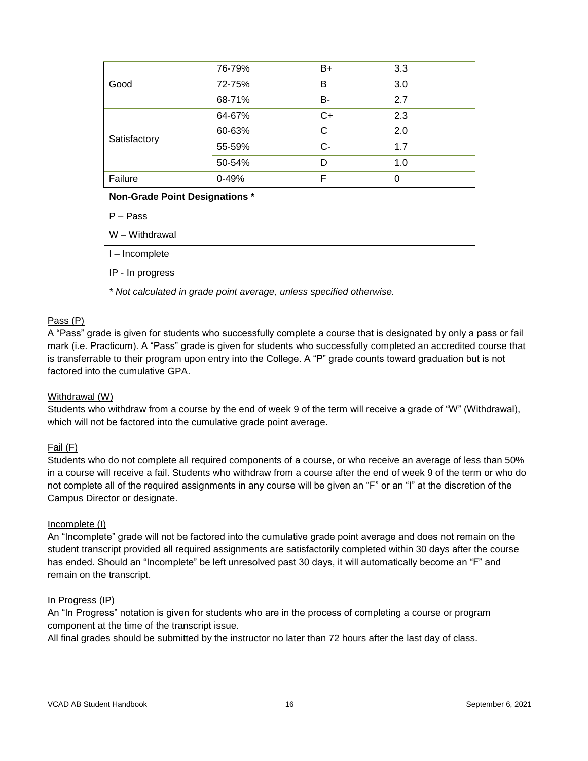| | | | |
|---|---|---|---|
| Good | 76-79% | B+ | 3.3 |
| | 72-75% | B | 3.0 |
| | 68-71% | B- | 2.7 |
| Satisfactory | 64-67% | C+ | 2.3 |
| | 60-63% | C | 2.0 |
| | 55-59% | C- | 1.7 |
| | 50-54% | D | 1.0 |
| Failure | 0-49% | F | 0 |
| **Non-Grade Point Designations *** | | | |
| P – Pass | | | |
| W – Withdrawal | | | |
| I – Incomplete | | | |
| IP - In progress | | | |
| *\* Not calculated in grade point average, unless specified otherwise.* | | | |

Pass (P)

A "Pass" grade is given for students who successfully complete a course that is designated by only a pass or fail mark (i.e. Practicum). A "Pass" grade is given for students who successfully completed an accredited course that is transferrable to their program upon entry into the College. A "P" grade counts toward graduation but is not factored into the cumulative GPA.

Withdrawal (W)

Students who withdraw from a course by the end of week 9 of the term will receive a grade of "W" (Withdrawal), which will not be factored into the cumulative grade point average.

Fail (F)

Students who do not complete all required components of a course, or who receive an average of less than 50% in a course will receive a fail. Students who withdraw from a course after the end of week 9 of the term or who do not complete all of the required assignments in any course will be given an "F" or an "I" at the discretion of the Campus Director or designate.

Incomplete (I)

An "Incomplete" grade will not be factored into the cumulative grade point average and does not remain on the student transcript provided all required assignments are satisfactorily completed within 30 days after the course has ended. Should an "Incomplete" be left unresolved past 30 days, it will automatically become an "F" and remain on the transcript.

In Progress (IP)

An "In Progress" notation is given for students who are in the process of completing a course or program component at the time of the transcript issue.

All final grades should be submitted by the instructor no later than 72 hours after the last day of class.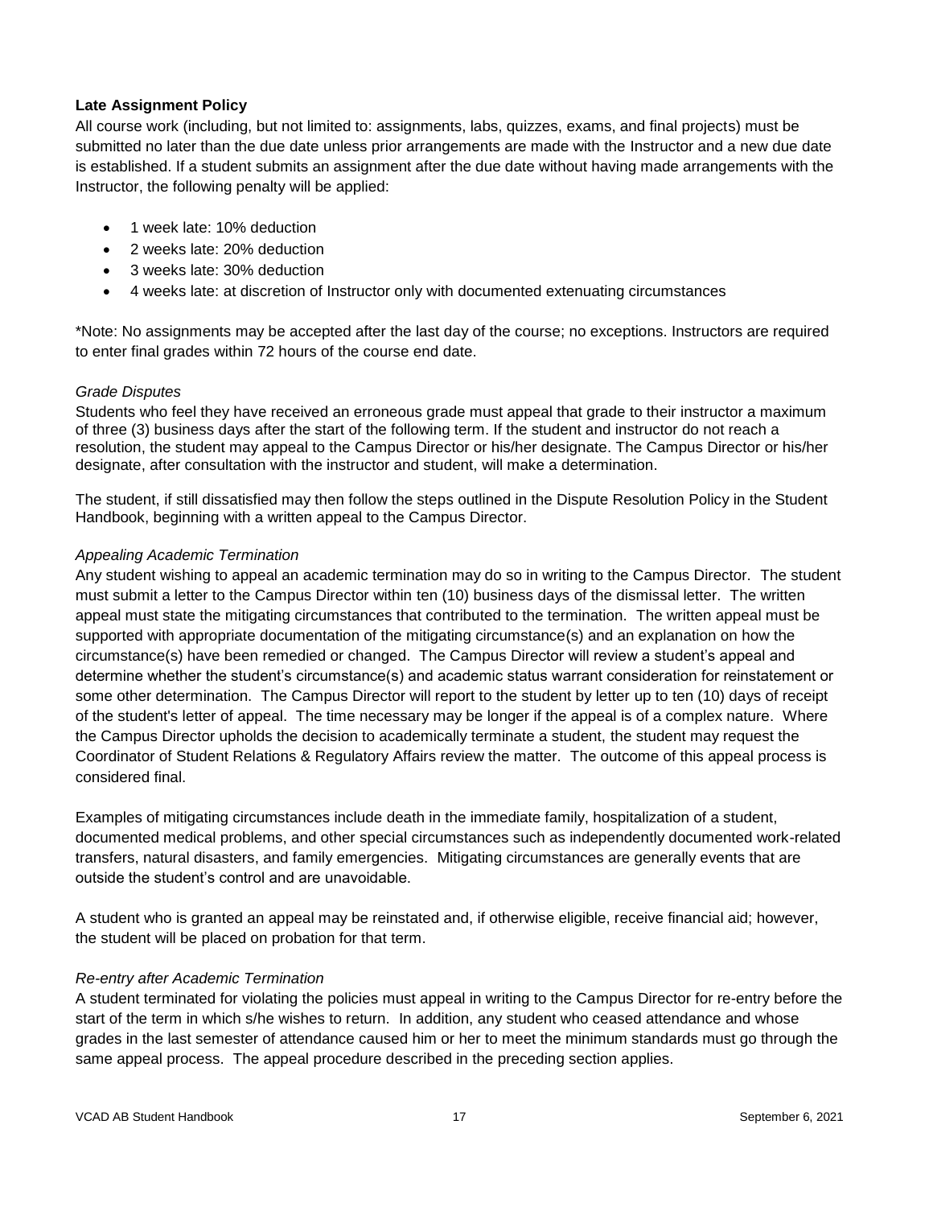**Late Assignment Policy**

All course work (including, but not limited to: assignments, labs, quizzes, exams, and final projects) must be submitted no later than the due date unless prior arrangements are made with the Instructor and a new due date is established. If a student submits an assignment after the due date without having made arrangements with the Instructor, the following penalty will be applied:

- 1 week late: 10% deduction
- 2 weeks late: 20% deduction
- 3 weeks late: 30% deduction
- 4 weeks late: at discretion of Instructor only with documented extenuating circumstances

*Note: No assignments may be accepted after the last day of the course; no exceptions. Instructors are required to enter final grades within 72 hours of the course end date.

*Grade Disputes*

Students who feel they have received an erroneous grade must appeal that grade to their instructor a maximum of three (3) business days after the start of the following term. If the student and instructor do not reach a resolution, the student may appeal to the Campus Director or his/her designate. The Campus Director or his/her designate, after consultation with the instructor and student, will make a determination.

The student, if still dissatisfied may then follow the steps outlined in the Dispute Resolution Policy in the Student Handbook, beginning with a written appeal to the Campus Director.

*Appealing Academic Termination*

Any student wishing to appeal an academic termination may do so in writing to the Campus Director. The student must submit a letter to the Campus Director within ten (10) business days of the dismissal letter. The written appeal must state the mitigating circumstances that contributed to the termination. The written appeal must be supported with appropriate documentation of the mitigating circumstance(s) and an explanation on how the circumstance(s) have been remedied or changed. The Campus Director will review a student's appeal and determine whether the student's circumstance(s) and academic status warrant consideration for reinstatement or some other determination. The Campus Director will report to the student by letter up to ten (10) days of receipt of the student's letter of appeal. The time necessary may be longer if the appeal is of a complex nature. Where the Campus Director upholds the decision to academically terminate a student, the student may request the Coordinator of Student Relations & Regulatory Affairs review the matter. The outcome of this appeal process is considered final.

Examples of mitigating circumstances include death in the immediate family, hospitalization of a student, documented medical problems, and other special circumstances such as independently documented work-related transfers, natural disasters, and family emergencies. Mitigating circumstances are generally events that are outside the student's control and are unavoidable.

A student who is granted an appeal may be reinstated and, if otherwise eligible, receive financial aid; however, the student will be placed on probation for that term.

*Re-entry after Academic Termination*

A student terminated for violating the policies must appeal in writing to the Campus Director for re-entry before the start of the term in which s/he wishes to return. In addition, any student who ceased attendance and whose grades in the last semester of attendance caused him or her to meet the minimum standards must go through the same appeal process. The appeal procedure described in the preceding section applies.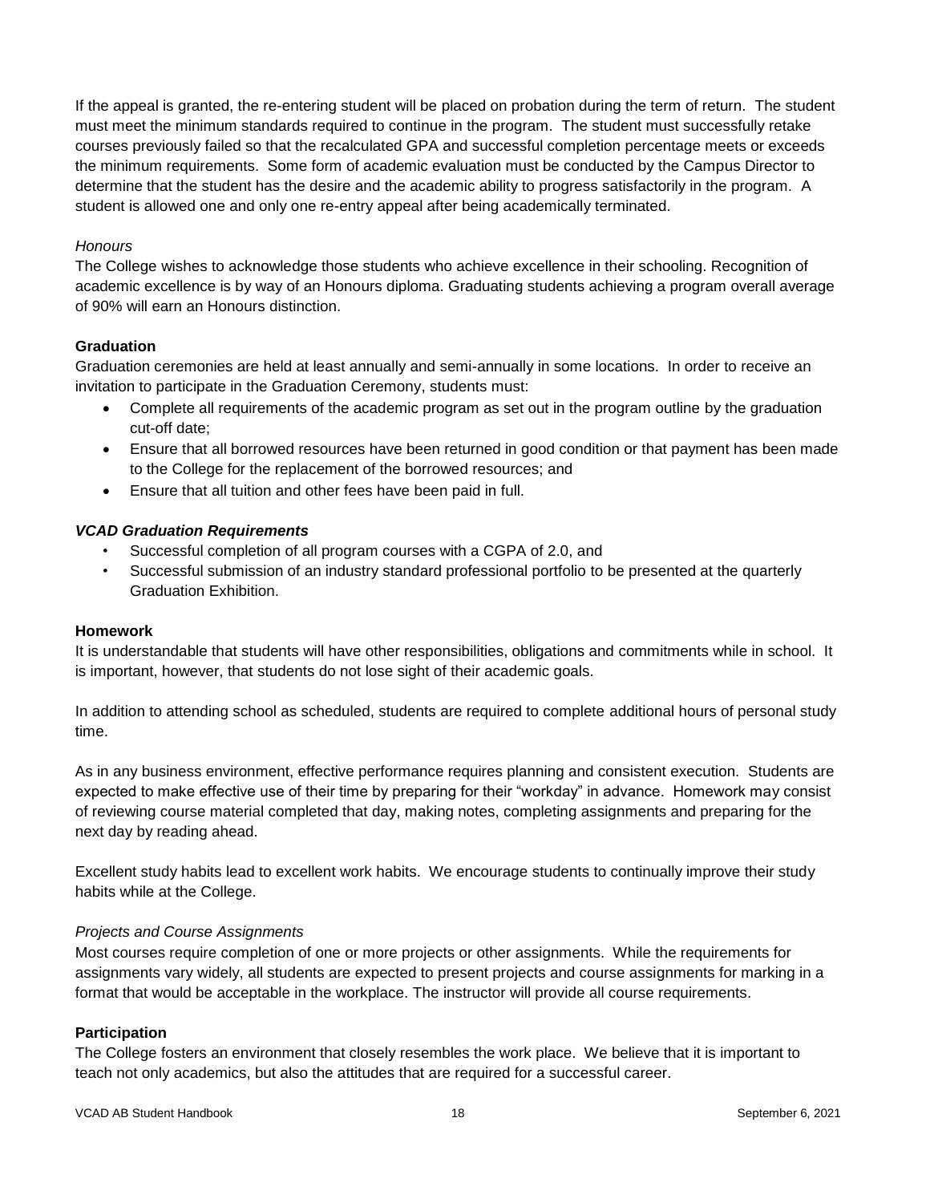If the appeal is granted, the re-entering student will be placed on probation during the term of return. The student must meet the minimum standards required to continue in the program. The student must successfully retake courses previously failed so that the recalculated GPA and successful completion percentage meets or exceeds the minimum requirements. Some form of academic evaluation must be conducted by the Campus Director to determine that the student has the desire and the academic ability to progress satisfactorily in the program. A student is allowed one and only one re-entry appeal after being academically terminated.

*Honours*

The College wishes to acknowledge those students who achieve excellence in their schooling. Recognition of academic excellence is by way of an Honours diploma. Graduating students achieving a program overall average of 90% will earn an Honours distinction.

**Graduation**

Graduation ceremonies are held at least annually and semi-annually in some locations. In order to receive an invitation to participate in the Graduation Ceremony, students must:

- Complete all requirements of the academic program as set out in the program outline by the graduation cut-off date;
- Ensure that all borrowed resources have been returned in good condition or that payment has been made to the College for the replacement of the borrowed resources; and
- Ensure that all tuition and other fees have been paid in full.

***VCAD Graduation Requirements***

- Successful completion of all program courses with a CGPA of 2.0, and
- Successful submission of an industry standard professional portfolio to be presented at the quarterly Graduation Exhibition.

**Homework**

It is understandable that students will have other responsibilities, obligations and commitments while in school. It is important, however, that students do not lose sight of their academic goals.

In addition to attending school as scheduled, students are required to complete additional hours of personal study time.

As in any business environment, effective performance requires planning and consistent execution. Students are expected to make effective use of their time by preparing for their "workday" in advance. Homework may consist of reviewing course material completed that day, making notes, completing assignments and preparing for the next day by reading ahead.

Excellent study habits lead to excellent work habits. We encourage students to continually improve their study habits while at the College.

*Projects and Course Assignments*

Most courses require completion of one or more projects or other assignments. While the requirements for assignments vary widely, all students are expected to present projects and course assignments for marking in a format that would be acceptable in the workplace. The instructor will provide all course requirements.

**Participation**

The College fosters an environment that closely resembles the work place. We believe that it is important to teach not only academics, but also the attitudes that are required for a successful career.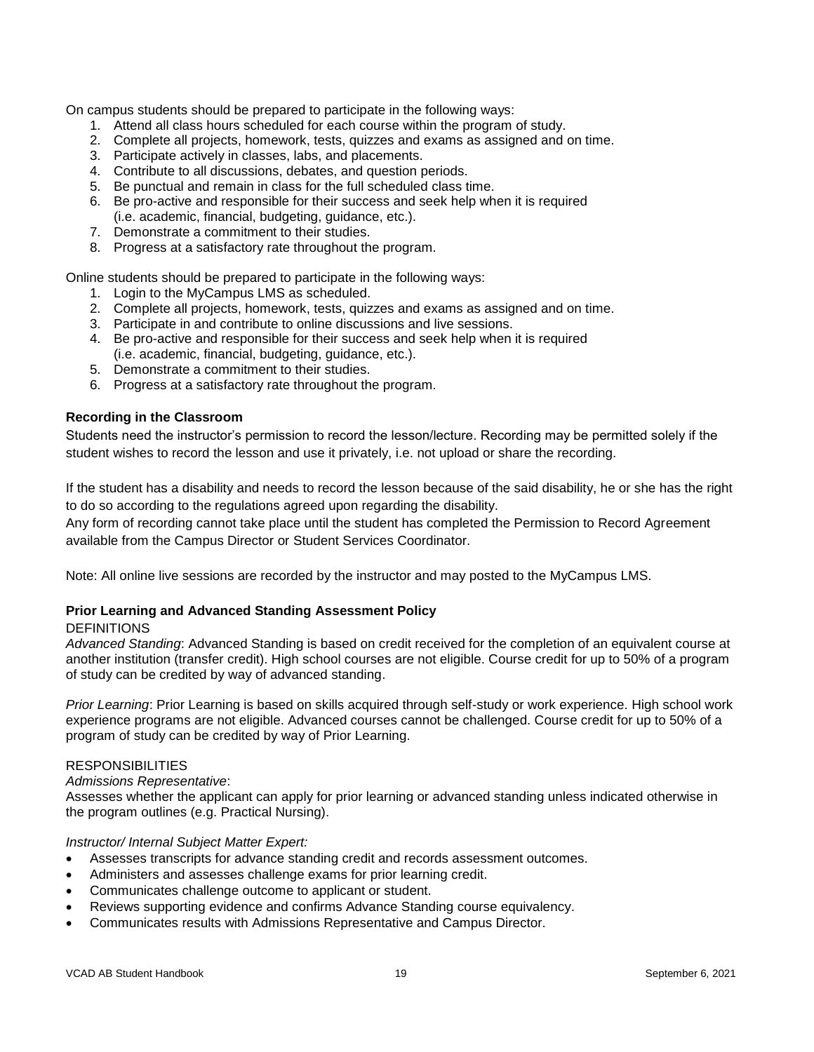On campus students should be prepared to participate in the following ways:

1. Attend all class hours scheduled for each course within the program of study.
2. Complete all projects, homework, tests, quizzes and exams as assigned and on time.
3. Participate actively in classes, labs, and placements.
4. Contribute to all discussions, debates, and question periods.
5. Be punctual and remain in class for the full scheduled class time.
6. Be pro-active and responsible for their success and seek help when it is required (i.e. academic, financial, budgeting, guidance, etc.).
7. Demonstrate a commitment to their studies.
8. Progress at a satisfactory rate throughout the program.

Online students should be prepared to participate in the following ways:

1. Login to the MyCampus LMS as scheduled.
2. Complete all projects, homework, tests, quizzes and exams as assigned and on time.
3. Participate in and contribute to online discussions and live sessions.
4. Be pro-active and responsible for their success and seek help when it is required (i.e. academic, financial, budgeting, guidance, etc.).
5. Demonstrate a commitment to their studies.
6. Progress at a satisfactory rate throughout the program.

**Recording in the Classroom**

Students need the instructor's permission to record the lesson/lecture. Recording may be permitted solely if the student wishes to record the lesson and use it privately, i.e. not upload or share the recording.

If the student has a disability and needs to record the lesson because of the said disability, he or she has the right to do so according to the regulations agreed upon regarding the disability.
Any form of recording cannot take place until the student has completed the Permission to Record Agreement available from the Campus Director or Student Services Coordinator.

Note: All online live sessions are recorded by the instructor and may posted to the MyCampus LMS.

**Prior Learning and Advanced Standing Assessment Policy**

DEFINITIONS

*Advanced Standing*: Advanced Standing is based on credit received for the completion of an equivalent course at another institution (transfer credit). High school courses are not eligible. Course credit for up to 50% of a program of study can be credited by way of advanced standing.

*Prior Learning*: Prior Learning is based on skills acquired through self-study or work experience. High school work experience programs are not eligible. Advanced courses cannot be challenged. Course credit for up to 50% of a program of study can be credited by way of Prior Learning.

RESPONSIBILITIES

*Admissions Representative*:

Assesses whether the applicant can apply for prior learning or advanced standing unless indicated otherwise in the program outlines (e.g. Practical Nursing).

*Instructor/ Internal Subject Matter Expert:*

- Assesses transcripts for advance standing credit and records assessment outcomes.
- Administers and assesses challenge exams for prior learning credit.
- Communicates challenge outcome to applicant or student.
- Reviews supporting evidence and confirms Advance Standing course equivalency.
- Communicates results with Admissions Representative and Campus Director.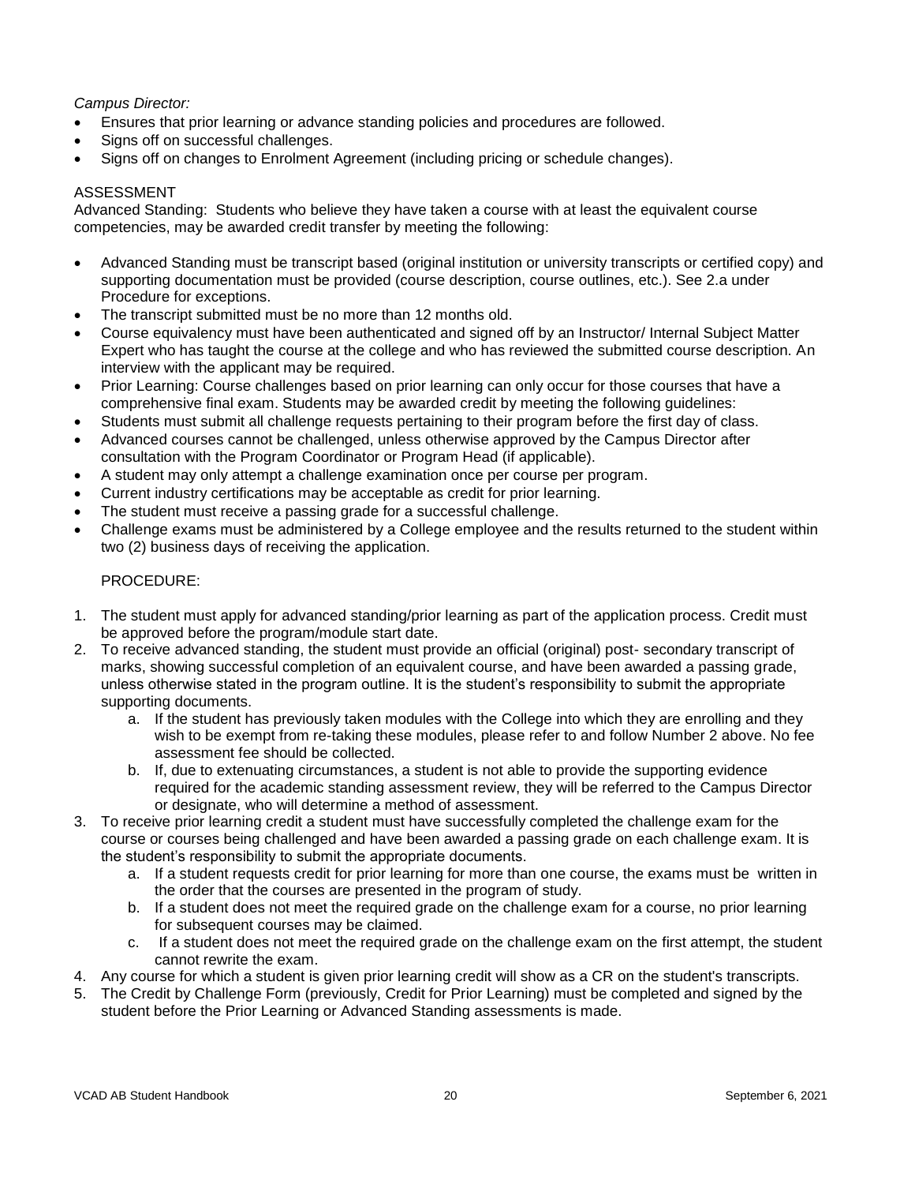*Campus Director:*

- Ensures that prior learning or advance standing policies and procedures are followed.
- Signs off on successful challenges.
- Signs off on changes to Enrolment Agreement (including pricing or schedule changes).

ASSESSMENT

Advanced Standing: Students who believe they have taken a course with at least the equivalent course competencies, may be awarded credit transfer by meeting the following:

- Advanced Standing must be transcript based (original institution or university transcripts or certified copy) and supporting documentation must be provided (course description, course outlines, etc.). See 2.a under Procedure for exceptions.
- The transcript submitted must be no more than 12 months old.
- Course equivalency must have been authenticated and signed off by an Instructor/ Internal Subject Matter Expert who has taught the course at the college and who has reviewed the submitted course description. An interview with the applicant may be required.
- Prior Learning: Course challenges based on prior learning can only occur for those courses that have a comprehensive final exam. Students may be awarded credit by meeting the following guidelines:
- Students must submit all challenge requests pertaining to their program before the first day of class.
- Advanced courses cannot be challenged, unless otherwise approved by the Campus Director after consultation with the Program Coordinator or Program Head (if applicable).
- A student may only attempt a challenge examination once per course per program.
- Current industry certifications may be acceptable as credit for prior learning.
- The student must receive a passing grade for a successful challenge.
- Challenge exams must be administered by a College employee and the results returned to the student within two (2) business days of receiving the application.

PROCEDURE:

1. The student must apply for advanced standing/prior learning as part of the application process. Credit must be approved before the program/module start date.
2. To receive advanced standing, the student must provide an official (original) post- secondary transcript of marks, showing successful completion of an equivalent course, and have been awarded a passing grade, unless otherwise stated in the program outline. It is the student's responsibility to submit the appropriate supporting documents.
    a. If the student has previously taken modules with the College into which they are enrolling and they wish to be exempt from re-taking these modules, please refer to and follow Number 2 above. No fee assessment fee should be collected.
    b. If, due to extenuating circumstances, a student is not able to provide the supporting evidence required for the academic standing assessment review, they will be referred to the Campus Director or designate, who will determine a method of assessment.
3. To receive prior learning credit a student must have successfully completed the challenge exam for the course or courses being challenged and have been awarded a passing grade on each challenge exam. It is the student's responsibility to submit the appropriate documents.
    a. If a student requests credit for prior learning for more than one course, the exams must be written in the order that the courses are presented in the program of study.
    b. If a student does not meet the required grade on the challenge exam for a course, no prior learning for subsequent courses may be claimed.
    c. If a student does not meet the required grade on the challenge exam on the first attempt, the student cannot rewrite the exam.
4. Any course for which a student is given prior learning credit will show as a CR on the student's transcripts.
5. The Credit by Challenge Form (previously, Credit for Prior Learning) must be completed and signed by the student before the Prior Learning or Advanced Standing assessments is made.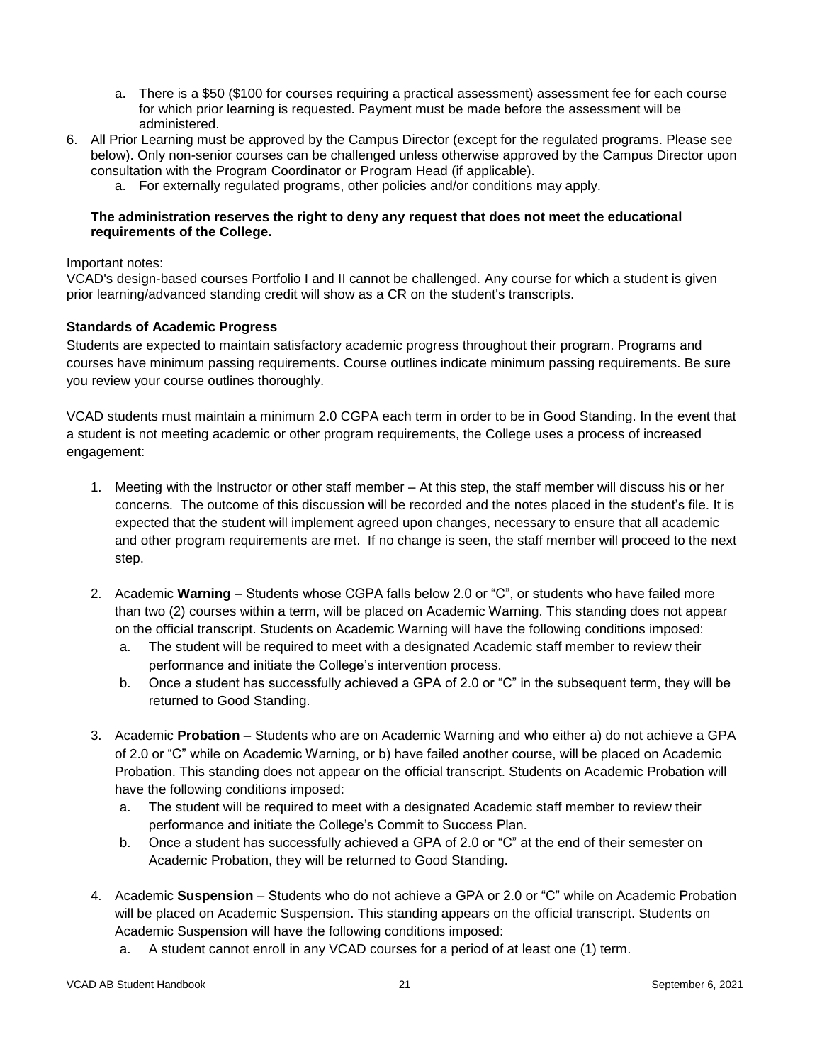a. There is a $50 ($100 for courses requiring a practical assessment) assessment fee for each course for which prior learning is requested. Payment must be made before the assessment will be administered.

6. All Prior Learning must be approved by the Campus Director (except for the regulated programs. Please see below). Only non-senior courses can be challenged unless otherwise approved by the Campus Director upon consultation with the Program Coordinator or Program Head (if applicable).
   a. For externally regulated programs, other policies and/or conditions may apply.

**The administration reserves the right to deny any request that does not meet the educational requirements of the College.**

Important notes:
VCAD's design-based courses Portfolio I and II cannot be challenged. Any course for which a student is given prior learning/advanced standing credit will show as a CR on the student's transcripts.

**Standards of Academic Progress**

Students are expected to maintain satisfactory academic progress throughout their program. Programs and courses have minimum passing requirements. Course outlines indicate minimum passing requirements. Be sure you review your course outlines thoroughly.

VCAD students must maintain a minimum 2.0 CGPA each term in order to be in Good Standing. In the event that a student is not meeting academic or other program requirements, the College uses a process of increased engagement:

1. Meeting with the Instructor or other staff member – At this step, the staff member will discuss his or her concerns. The outcome of this discussion will be recorded and the notes placed in the student's file. It is expected that the student will implement agreed upon changes, necessary to ensure that all academic and other program requirements are met. If no change is seen, the staff member will proceed to the next step.

2. Academic **Warning** – Students whose CGPA falls below 2.0 or "C", or students who have failed more than two (2) courses within a term, will be placed on Academic Warning. This standing does not appear on the official transcript. Students on Academic Warning will have the following conditions imposed:
   a. The student will be required to meet with a designated Academic staff member to review their performance and initiate the College's intervention process.
   b. Once a student has successfully achieved a GPA of 2.0 or "C" in the subsequent term, they will be returned to Good Standing.

3. Academic **Probation** – Students who are on Academic Warning and who either a) do not achieve a GPA of 2.0 or "C" while on Academic Warning, or b) have failed another course, will be placed on Academic Probation. This standing does not appear on the official transcript. Students on Academic Probation will have the following conditions imposed:
   a. The student will be required to meet with a designated Academic staff member to review their performance and initiate the College's Commit to Success Plan.
   b. Once a student has successfully achieved a GPA of 2.0 or "C" at the end of their semester on Academic Probation, they will be returned to Good Standing.

4. Academic **Suspension** – Students who do not achieve a GPA or 2.0 or "C" while on Academic Probation will be placed on Academic Suspension. This standing appears on the official transcript. Students on Academic Suspension will have the following conditions imposed:
   a. A student cannot enroll in any VCAD courses for a period of at least one (1) term.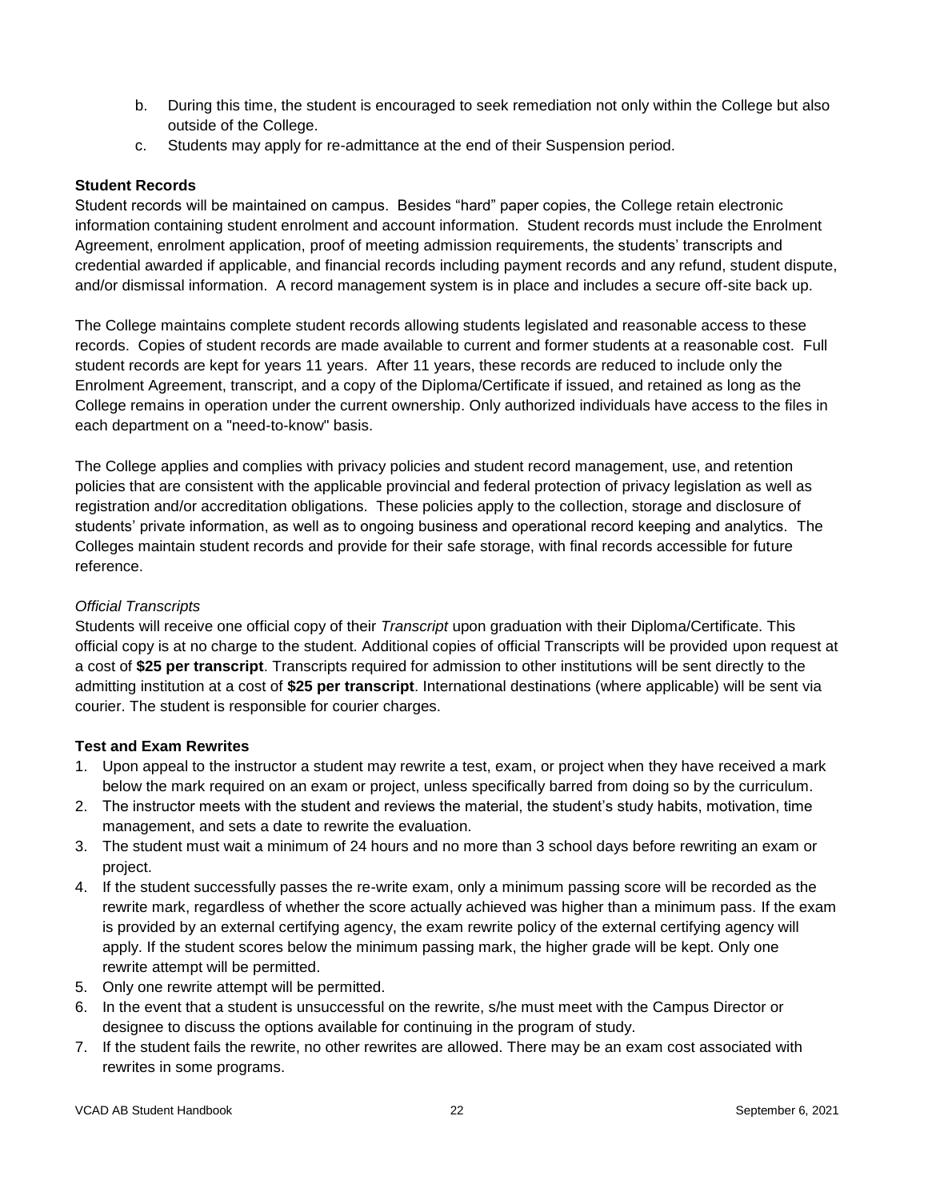b. During this time, the student is encouraged to seek remediation not only within the College but also outside of the College.
c. Students may apply for re-admittance at the end of their Suspension period.

**Student Records**

Student records will be maintained on campus. Besides "hard" paper copies, the College retain electronic information containing student enrolment and account information. Student records must include the Enrolment Agreement, enrolment application, proof of meeting admission requirements, the students' transcripts and credential awarded if applicable, and financial records including payment records and any refund, student dispute, and/or dismissal information. A record management system is in place and includes a secure off-site back up.

The College maintains complete student records allowing students legislated and reasonable access to these records. Copies of student records are made available to current and former students at a reasonable cost. Full student records are kept for years 11 years. After 11 years, these records are reduced to include only the Enrolment Agreement, transcript, and a copy of the Diploma/Certificate if issued, and retained as long as the College remains in operation under the current ownership. Only authorized individuals have access to the files in each department on a "need-to-know" basis.

The College applies and complies with privacy policies and student record management, use, and retention policies that are consistent with the applicable provincial and federal protection of privacy legislation as well as registration and/or accreditation obligations. These policies apply to the collection, storage and disclosure of students' private information, as well as to ongoing business and operational record keeping and analytics. The Colleges maintain student records and provide for their safe storage, with final records accessible for future reference.

*Official Transcripts*

Students will receive one official copy of their *Transcript* upon graduation with their Diploma/Certificate. This official copy is at no charge to the student. Additional copies of official Transcripts will be provided upon request at a cost of **$25 per transcript**. Transcripts required for admission to other institutions will be sent directly to the admitting institution at a cost of **$25 per transcript**. International destinations (where applicable) will be sent via courier. The student is responsible for courier charges.

**Test and Exam Rewrites**

1. Upon appeal to the instructor a student may rewrite a test, exam, or project when they have received a mark below the mark required on an exam or project, unless specifically barred from doing so by the curriculum.
2. The instructor meets with the student and reviews the material, the student's study habits, motivation, time management, and sets a date to rewrite the evaluation.
3. The student must wait a minimum of 24 hours and no more than 3 school days before rewriting an exam or project.
4. If the student successfully passes the re-write exam, only a minimum passing score will be recorded as the rewrite mark, regardless of whether the score actually achieved was higher than a minimum pass. If the exam is provided by an external certifying agency, the exam rewrite policy of the external certifying agency will apply. If the student scores below the minimum passing mark, the higher grade will be kept. Only one rewrite attempt will be permitted.
5. Only one rewrite attempt will be permitted.
6. In the event that a student is unsuccessful on the rewrite, s/he must meet with the Campus Director or designee to discuss the options available for continuing in the program of study.
7. If the student fails the rewrite, no other rewrites are allowed. There may be an exam cost associated with rewrites in some programs.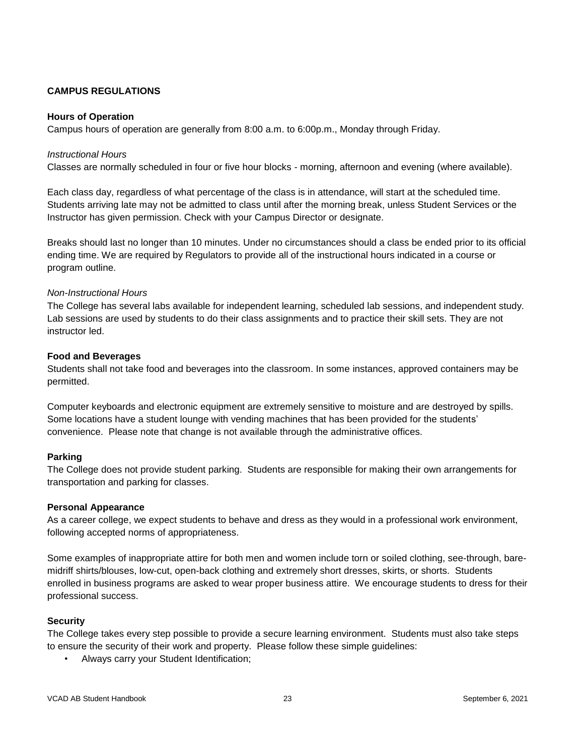## CAMPUS REGULATIONS

### Hours of Operation

Campus hours of operation are generally from 8:00 a.m. to 6:00p.m., Monday through Friday.

*Instructional Hours*

Classes are normally scheduled in four or five hour blocks - morning, afternoon and evening (where available).

Each class day, regardless of what percentage of the class is in attendance, will start at the scheduled time. Students arriving late may not be admitted to class until after the morning break, unless Student Services or the Instructor has given permission. Check with your Campus Director or designate.

Breaks should last no longer than 10 minutes. Under no circumstances should a class be ended prior to its official ending time. We are required by Regulators to provide all of the instructional hours indicated in a course or program outline.

*Non-Instructional Hours*

The College has several labs available for independent learning, scheduled lab sessions, and independent study. Lab sessions are used by students to do their class assignments and to practice their skill sets. They are not instructor led.

### Food and Beverages

Students shall not take food and beverages into the classroom. In some instances, approved containers may be permitted.

Computer keyboards and electronic equipment are extremely sensitive to moisture and are destroyed by spills. Some locations have a student lounge with vending machines that has been provided for the students' convenience. Please note that change is not available through the administrative offices.

### Parking

The College does not provide student parking. Students are responsible for making their own arrangements for transportation and parking for classes.

### Personal Appearance

As a career college, we expect students to behave and dress as they would in a professional work environment, following accepted norms of appropriateness.

Some examples of inappropriate attire for both men and women include torn or soiled clothing, see-through, bare-midriff shirts/blouses, low-cut, open-back clothing and extremely short dresses, skirts, or shorts. Students enrolled in business programs are asked to wear proper business attire. We encourage students to dress for their professional success.

### Security

The College takes every step possible to provide a secure learning environment. Students must also take steps to ensure the security of their work and property. Please follow these simple guidelines:

- Always carry your Student Identification;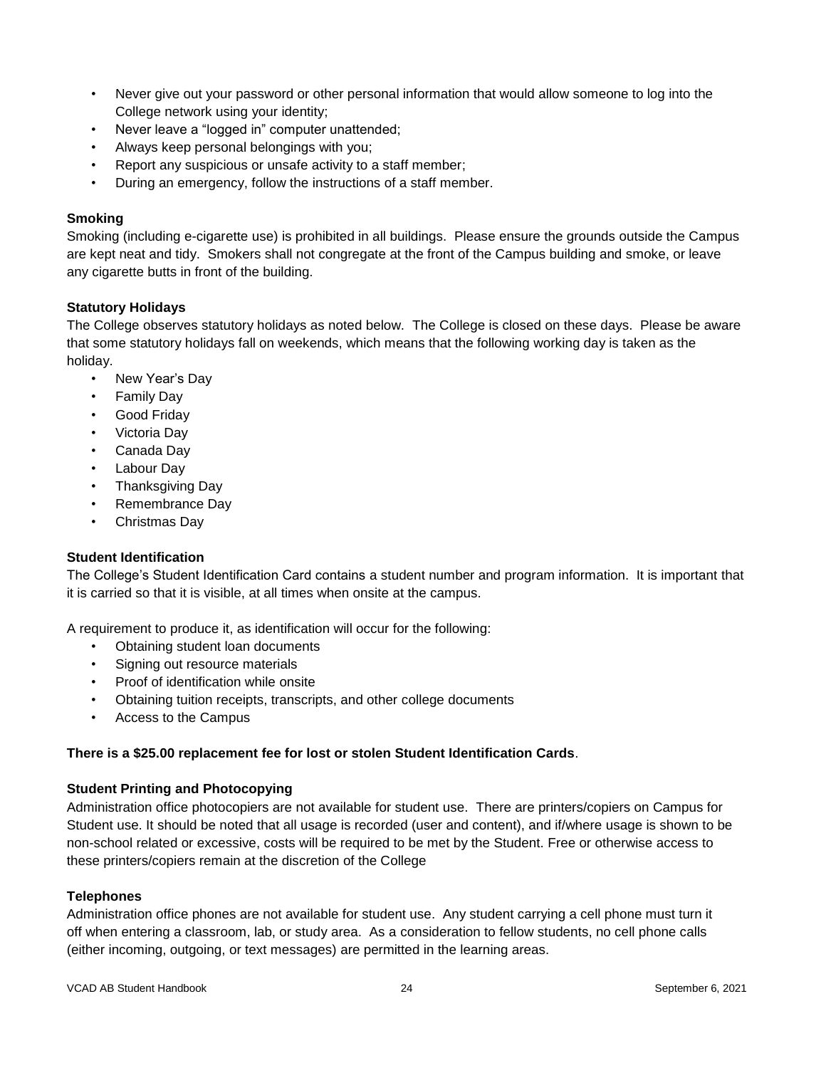- Never give out your password or other personal information that would allow someone to log into the College network using your identity;
- Never leave a "logged in" computer unattended;
- Always keep personal belongings with you;
- Report any suspicious or unsafe activity to a staff member;
- During an emergency, follow the instructions of a staff member.

**Smoking**

Smoking (including e-cigarette use) is prohibited in all buildings. Please ensure the grounds outside the Campus are kept neat and tidy. Smokers shall not congregate at the front of the Campus building and smoke, or leave any cigarette butts in front of the building.

**Statutory Holidays**

The College observes statutory holidays as noted below. The College is closed on these days. Please be aware that some statutory holidays fall on weekends, which means that the following working day is taken as the holiday.

- New Year's Day
- Family Day
- Good Friday
- Victoria Day
- Canada Day
- Labour Day
- Thanksgiving Day
- Remembrance Day
- Christmas Day

**Student Identification**

The College's Student Identification Card contains a student number and program information. It is important that it is carried so that it is visible, at all times when onsite at the campus.

A requirement to produce it, as identification will occur for the following:

- Obtaining student loan documents
- Signing out resource materials
- Proof of identification while onsite
- Obtaining tuition receipts, transcripts, and other college documents
- Access to the Campus

**There is a $25.00 replacement fee for lost or stolen Student Identification Cards**.

**Student Printing and Photocopying**

Administration office photocopiers are not available for student use. There are printers/copiers on Campus for Student use. It should be noted that all usage is recorded (user and content), and if/where usage is shown to be non-school related or excessive, costs will be required to be met by the Student. Free or otherwise access to these printers/copiers remain at the discretion of the College

**Telephones**

Administration office phones are not available for student use. Any student carrying a cell phone must turn it off when entering a classroom, lab, or study area. As a consideration to fellow students, no cell phone calls (either incoming, outgoing, or text messages) are permitted in the learning areas.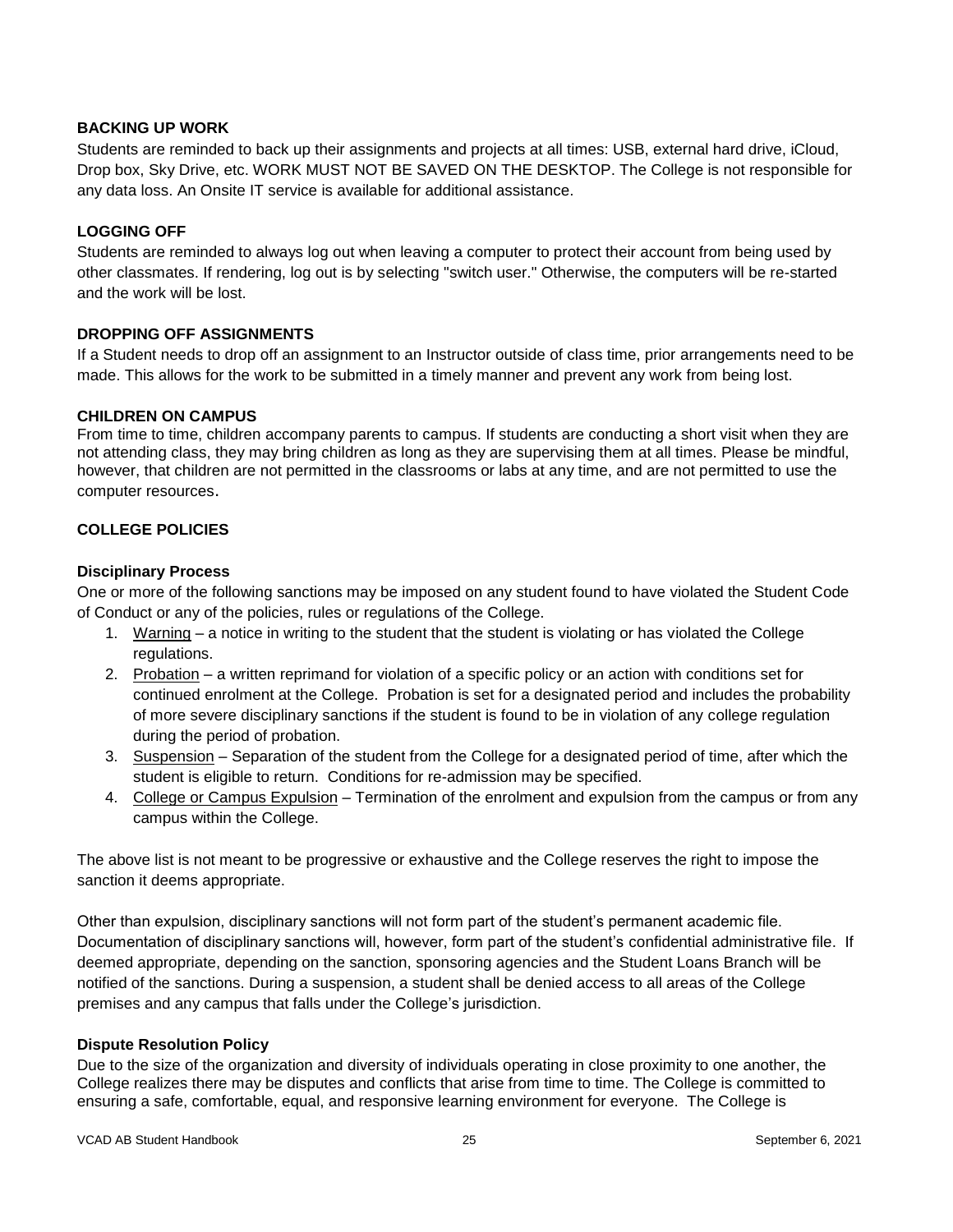### BACKING UP WORK

Students are reminded to back up their assignments and projects at all times: USB, external hard drive, iCloud, Drop box, Sky Drive, etc. WORK MUST NOT BE SAVED ON THE DESKTOP. The College is not responsible for any data loss. An Onsite IT service is available for additional assistance.

### LOGGING OFF

Students are reminded to always log out when leaving a computer to protect their account from being used by other classmates. If rendering, log out is by selecting "switch user." Otherwise, the computers will be re-started and the work will be lost.

### DROPPING OFF ASSIGNMENTS

If a Student needs to drop off an assignment to an Instructor outside of class time, prior arrangements need to be made. This allows for the work to be submitted in a timely manner and prevent any work from being lost.

### CHILDREN ON CAMPUS

From time to time, children accompany parents to campus. If students are conducting a short visit when they are not attending class, they may bring children as long as they are supervising them at all times. Please be mindful, however, that children are not permitted in the classrooms or labs at any time, and are not permitted to use the computer resources.

## COLLEGE POLICIES

### Disciplinary Process

One or more of the following sanctions may be imposed on any student found to have violated the Student Code of Conduct or any of the policies, rules or regulations of the College.

1. Warning – a notice in writing to the student that the student is violating or has violated the College regulations.
2. Probation – a written reprimand for violation of a specific policy or an action with conditions set for continued enrolment at the College. Probation is set for a designated period and includes the probability of more severe disciplinary sanctions if the student is found to be in violation of any college regulation during the period of probation.
3. Suspension – Separation of the student from the College for a designated period of time, after which the student is eligible to return. Conditions for re-admission may be specified.
4. College or Campus Expulsion – Termination of the enrolment and expulsion from the campus or from any campus within the College.

The above list is not meant to be progressive or exhaustive and the College reserves the right to impose the sanction it deems appropriate.

Other than expulsion, disciplinary sanctions will not form part of the student's permanent academic file. Documentation of disciplinary sanctions will, however, form part of the student's confidential administrative file. If deemed appropriate, depending on the sanction, sponsoring agencies and the Student Loans Branch will be notified of the sanctions. During a suspension, a student shall be denied access to all areas of the College premises and any campus that falls under the College's jurisdiction.

### Dispute Resolution Policy

Due to the size of the organization and diversity of individuals operating in close proximity to one another, the College realizes there may be disputes and conflicts that arise from time to time. The College is committed to ensuring a safe, comfortable, equal, and responsive learning environment for everyone. The College is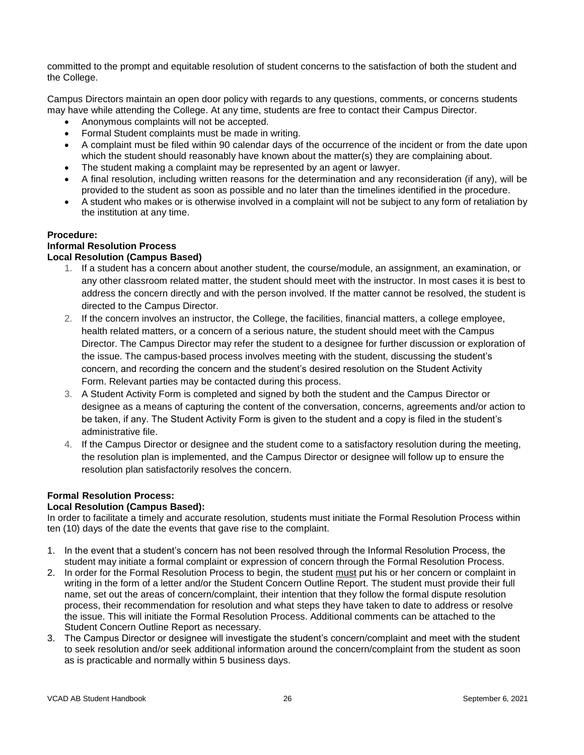committed to the prompt and equitable resolution of student concerns to the satisfaction of both the student and the College.

Campus Directors maintain an open door policy with regards to any questions, comments, or concerns students may have while attending the College. At any time, students are free to contact their Campus Director.

- Anonymous complaints will not be accepted.
- Formal Student complaints must be made in writing.
- A complaint must be filed within 90 calendar days of the occurrence of the incident or from the date upon which the student should reasonably have known about the matter(s) they are complaining about.
- The student making a complaint may be represented by an agent or lawyer.
- A final resolution, including written reasons for the determination and any reconsideration (if any), will be provided to the student as soon as possible and no later than the timelines identified in the procedure.
- A student who makes or is otherwise involved in a complaint will not be subject to any form of retaliation by the institution at any time.

**Procedure:**
**Informal Resolution Process**
**Local Resolution (Campus Based)**

1. If a student has a concern about another student, the course/module, an assignment, an examination, or any other classroom related matter, the student should meet with the instructor. In most cases it is best to address the concern directly and with the person involved. If the matter cannot be resolved, the student is directed to the Campus Director.
2. If the concern involves an instructor, the College, the facilities, financial matters, a college employee, health related matters, or a concern of a serious nature, the student should meet with the Campus Director. The Campus Director may refer the student to a designee for further discussion or exploration of the issue. The campus-based process involves meeting with the student, discussing the student's concern, and recording the concern and the student's desired resolution on the Student Activity Form. Relevant parties may be contacted during this process.
3. A Student Activity Form is completed and signed by both the student and the Campus Director or designee as a means of capturing the content of the conversation, concerns, agreements and/or action to be taken, if any. The Student Activity Form is given to the student and a copy is filed in the student's administrative file.
4. If the Campus Director or designee and the student come to a satisfactory resolution during the meeting, the resolution plan is implemented, and the Campus Director or designee will follow up to ensure the resolution plan satisfactorily resolves the concern.

**Formal Resolution Process:**
**Local Resolution (Campus Based):**

In order to facilitate a timely and accurate resolution, students must initiate the Formal Resolution Process within ten (10) days of the date the events that gave rise to the complaint.

1. In the event that a student's concern has not been resolved through the Informal Resolution Process, the student may initiate a formal complaint or expression of concern through the Formal Resolution Process.
2. In order for the Formal Resolution Process to begin, the student must put his or her concern or complaint in writing in the form of a letter and/or the Student Concern Outline Report. The student must provide their full name, set out the areas of concern/complaint, their intention that they follow the formal dispute resolution process, their recommendation for resolution and what steps they have taken to date to address or resolve the issue. This will initiate the Formal Resolution Process. Additional comments can be attached to the Student Concern Outline Report as necessary.
3. The Campus Director or designee will investigate the student's concern/complaint and meet with the student to seek resolution and/or seek additional information around the concern/complaint from the student as soon as is practicable and normally within 5 business days.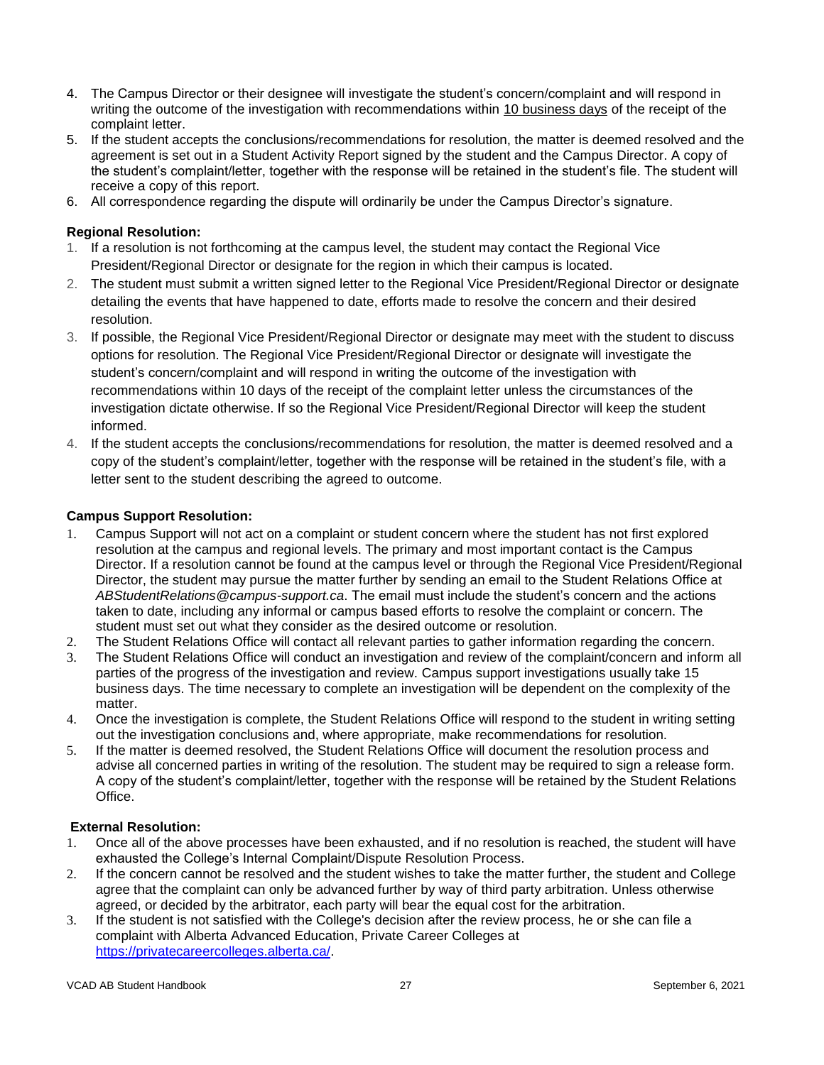4. The Campus Director or their designee will investigate the student's concern/complaint and will respond in writing the outcome of the investigation with recommendations within 10 business days of the receipt of the complaint letter.
5. If the student accepts the conclusions/recommendations for resolution, the matter is deemed resolved and the agreement is set out in a Student Activity Report signed by the student and the Campus Director. A copy of the student's complaint/letter, together with the response will be retained in the student's file. The student will receive a copy of this report.
6. All correspondence regarding the dispute will ordinarily be under the Campus Director's signature.

**Regional Resolution:**

1. If a resolution is not forthcoming at the campus level, the student may contact the Regional Vice President/Regional Director or designate for the region in which their campus is located.
2. The student must submit a written signed letter to the Regional Vice President/Regional Director or designate detailing the events that have happened to date, efforts made to resolve the concern and their desired resolution.
3. If possible, the Regional Vice President/Regional Director or designate may meet with the student to discuss options for resolution. The Regional Vice President/Regional Director or designate will investigate the student's concern/complaint and will respond in writing the outcome of the investigation with recommendations within 10 days of the receipt of the complaint letter unless the circumstances of the investigation dictate otherwise. If so the Regional Vice President/Regional Director will keep the student informed.
4. If the student accepts the conclusions/recommendations for resolution, the matter is deemed resolved and a copy of the student's complaint/letter, together with the response will be retained in the student's file, with a letter sent to the student describing the agreed to outcome.

**Campus Support Resolution:**

1. Campus Support will not act on a complaint or student concern where the student has not first explored resolution at the campus and regional levels. The primary and most important contact is the Campus Director. If a resolution cannot be found at the campus level or through the Regional Vice President/Regional Director, the student may pursue the matter further by sending an email to the Student Relations Office at *ABStudentRelations@campus-support.ca*. The email must include the student's concern and the actions taken to date, including any informal or campus based efforts to resolve the complaint or concern. The student must set out what they consider as the desired outcome or resolution.
2. The Student Relations Office will contact all relevant parties to gather information regarding the concern.
3. The Student Relations Office will conduct an investigation and review of the complaint/concern and inform all parties of the progress of the investigation and review. Campus support investigations usually take 15 business days. The time necessary to complete an investigation will be dependent on the complexity of the matter.
4. Once the investigation is complete, the Student Relations Office will respond to the student in writing setting out the investigation conclusions and, where appropriate, make recommendations for resolution.
5. If the matter is deemed resolved, the Student Relations Office will document the resolution process and advise all concerned parties in writing of the resolution. The student may be required to sign a release form. A copy of the student's complaint/letter, together with the response will be retained by the Student Relations Office.

**External Resolution:**

1. Once all of the above processes have been exhausted, and if no resolution is reached, the student will have exhausted the College's Internal Complaint/Dispute Resolution Process.
2. If the concern cannot be resolved and the student wishes to take the matter further, the student and College agree that the complaint can only be advanced further by way of third party arbitration. Unless otherwise agreed, or decided by the arbitrator, each party will bear the equal cost for the arbitration.
3. If the student is not satisfied with the College's decision after the review process, he or she can file a complaint with Alberta Advanced Education, Private Career Colleges at https://privatecareercolleges.alberta.ca/.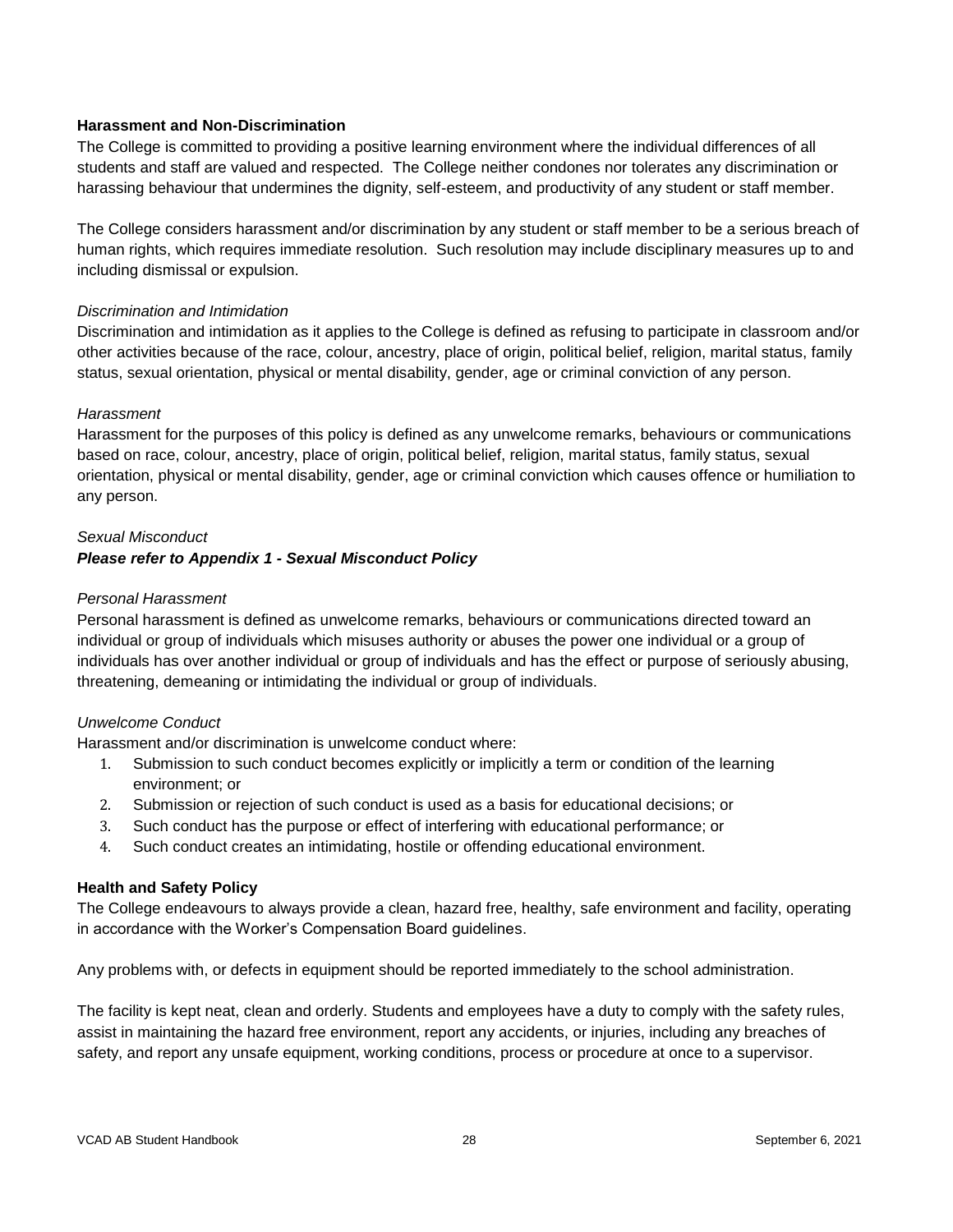**Harassment and Non-Discrimination**

The College is committed to providing a positive learning environment where the individual differences of all students and staff are valued and respected. The College neither condones nor tolerates any discrimination or harassing behaviour that undermines the dignity, self-esteem, and productivity of any student or staff member.

The College considers harassment and/or discrimination by any student or staff member to be a serious breach of human rights, which requires immediate resolution. Such resolution may include disciplinary measures up to and including dismissal or expulsion.

*Discrimination and Intimidation*

Discrimination and intimidation as it applies to the College is defined as refusing to participate in classroom and/or other activities because of the race, colour, ancestry, place of origin, political belief, religion, marital status, family status, sexual orientation, physical or mental disability, gender, age or criminal conviction of any person.

*Harassment*

Harassment for the purposes of this policy is defined as any unwelcome remarks, behaviours or communications based on race, colour, ancestry, place of origin, political belief, religion, marital status, family status, sexual orientation, physical or mental disability, gender, age or criminal conviction which causes offence or humiliation to any person.

*Sexual Misconduct*

***Please refer to Appendix 1 - Sexual Misconduct Policy***

*Personal Harassment*

Personal harassment is defined as unwelcome remarks, behaviours or communications directed toward an individual or group of individuals which misuses authority or abuses the power one individual or a group of individuals has over another individual or group of individuals and has the effect or purpose of seriously abusing, threatening, demeaning or intimidating the individual or group of individuals.

*Unwelcome Conduct*

Harassment and/or discrimination is unwelcome conduct where:

1. Submission to such conduct becomes explicitly or implicitly a term or condition of the learning environment; or
2. Submission or rejection of such conduct is used as a basis for educational decisions; or
3. Such conduct has the purpose or effect of interfering with educational performance; or
4. Such conduct creates an intimidating, hostile or offending educational environment.

**Health and Safety Policy**

The College endeavours to always provide a clean, hazard free, healthy, safe environment and facility, operating in accordance with the Worker's Compensation Board guidelines.

Any problems with, or defects in equipment should be reported immediately to the school administration.

The facility is kept neat, clean and orderly. Students and employees have a duty to comply with the safety rules, assist in maintaining the hazard free environment, report any accidents, or injuries, including any breaches of safety, and report any unsafe equipment, working conditions, process or procedure at once to a supervisor.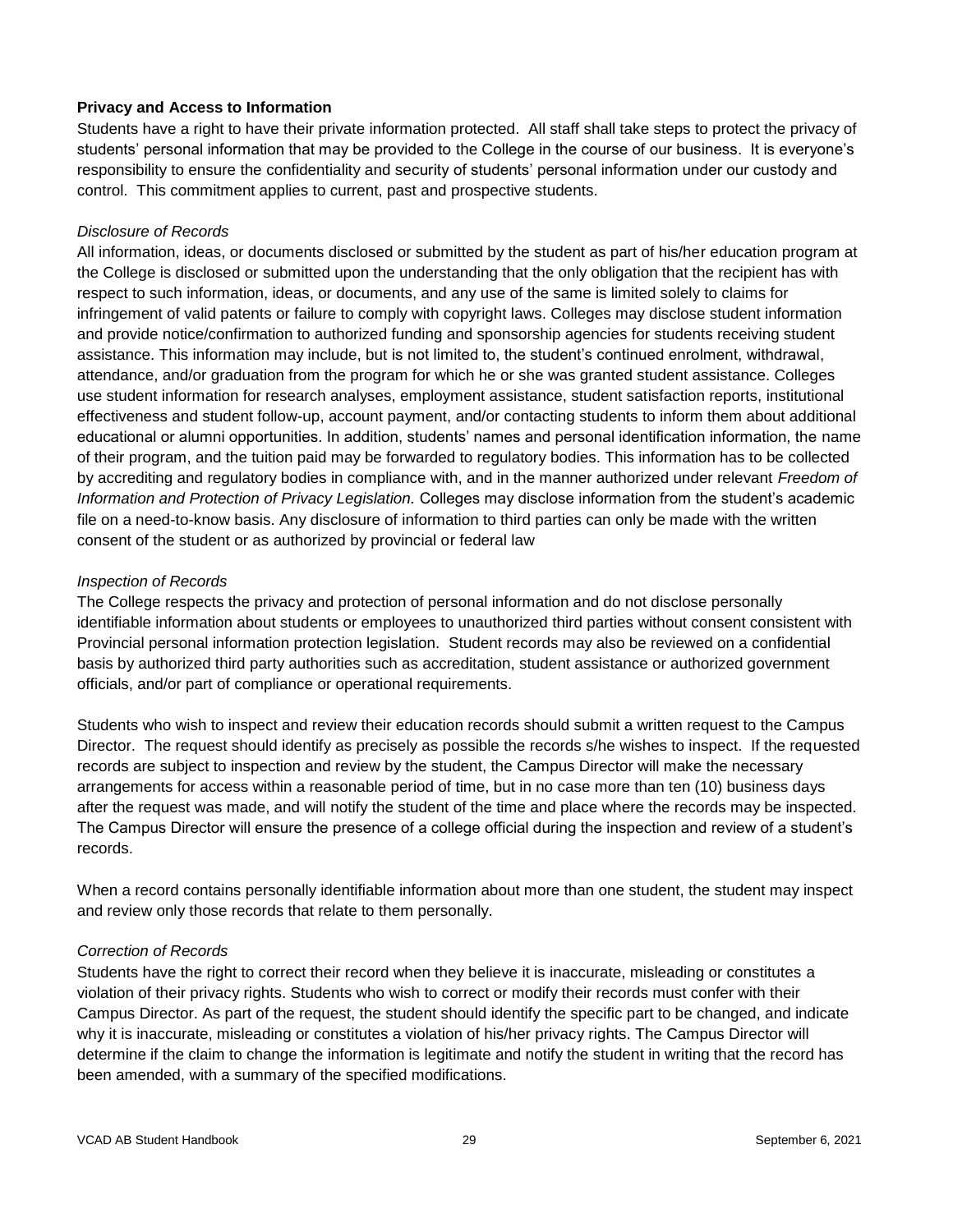**Privacy and Access to Information**

Students have a right to have their private information protected. All staff shall take steps to protect the privacy of students' personal information that may be provided to the College in the course of our business. It is everyone's responsibility to ensure the confidentiality and security of students' personal information under our custody and control. This commitment applies to current, past and prospective students.

*Disclosure of Records*

All information, ideas, or documents disclosed or submitted by the student as part of his/her education program at the College is disclosed or submitted upon the understanding that the only obligation that the recipient has with respect to such information, ideas, or documents, and any use of the same is limited solely to claims for infringement of valid patents or failure to comply with copyright laws. Colleges may disclose student information and provide notice/confirmation to authorized funding and sponsorship agencies for students receiving student assistance. This information may include, but is not limited to, the student's continued enrolment, withdrawal, attendance, and/or graduation from the program for which he or she was granted student assistance. Colleges use student information for research analyses, employment assistance, student satisfaction reports, institutional effectiveness and student follow-up, account payment, and/or contacting students to inform them about additional educational or alumni opportunities. In addition, students' names and personal identification information, the name of their program, and the tuition paid may be forwarded to regulatory bodies. This information has to be collected by accrediting and regulatory bodies in compliance with, and in the manner authorized under relevant *Freedom of Information and Protection of Privacy Legislation.* Colleges may disclose information from the student's academic file on a need-to-know basis. Any disclosure of information to third parties can only be made with the written consent of the student or as authorized by provincial or federal law

*Inspection of Records*

The College respects the privacy and protection of personal information and do not disclose personally identifiable information about students or employees to unauthorized third parties without consent consistent with Provincial personal information protection legislation. Student records may also be reviewed on a confidential basis by authorized third party authorities such as accreditation, student assistance or authorized government officials, and/or part of compliance or operational requirements.

Students who wish to inspect and review their education records should submit a written request to the Campus Director. The request should identify as precisely as possible the records s/he wishes to inspect. If the requested records are subject to inspection and review by the student, the Campus Director will make the necessary arrangements for access within a reasonable period of time, but in no case more than ten (10) business days after the request was made, and will notify the student of the time and place where the records may be inspected. The Campus Director will ensure the presence of a college official during the inspection and review of a student's records.

When a record contains personally identifiable information about more than one student, the student may inspect and review only those records that relate to them personally.

*Correction of Records*

Students have the right to correct their record when they believe it is inaccurate, misleading or constitutes a violation of their privacy rights. Students who wish to correct or modify their records must confer with their Campus Director. As part of the request, the student should identify the specific part to be changed, and indicate why it is inaccurate, misleading or constitutes a violation of his/her privacy rights. The Campus Director will determine if the claim to change the information is legitimate and notify the student in writing that the record has been amended, with a summary of the specified modifications.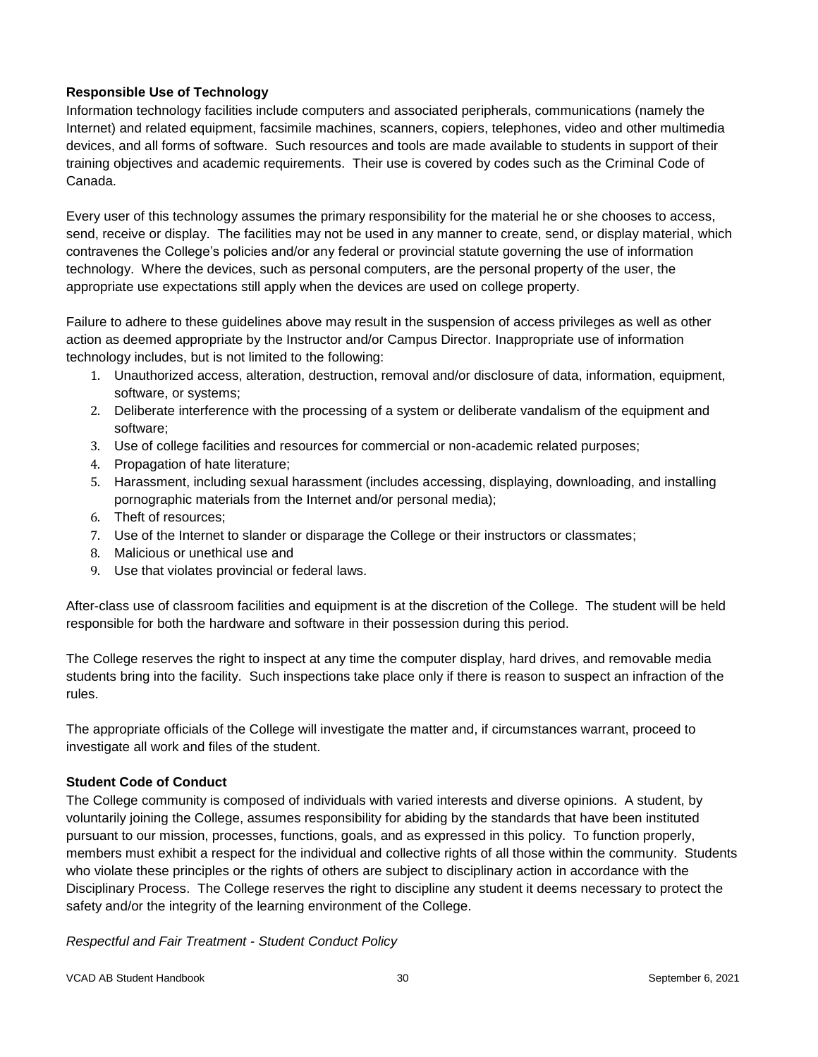### Responsible Use of Technology

Information technology facilities include computers and associated peripherals, communications (namely the Internet) and related equipment, facsimile machines, scanners, copiers, telephones, video and other multimedia devices, and all forms of software. Such resources and tools are made available to students in support of their training objectives and academic requirements. Their use is covered by codes such as the Criminal Code of Canada.

Every user of this technology assumes the primary responsibility for the material he or she chooses to access, send, receive or display. The facilities may not be used in any manner to create, send, or display material, which contravenes the College's policies and/or any federal or provincial statute governing the use of information technology. Where the devices, such as personal computers, are the personal property of the user, the appropriate use expectations still apply when the devices are used on college property.

Failure to adhere to these guidelines above may result in the suspension of access privileges as well as other action as deemed appropriate by the Instructor and/or Campus Director. Inappropriate use of information technology includes, but is not limited to the following:

1. Unauthorized access, alteration, destruction, removal and/or disclosure of data, information, equipment, software, or systems;
2. Deliberate interference with the processing of a system or deliberate vandalism of the equipment and software;
3. Use of college facilities and resources for commercial or non-academic related purposes;
4. Propagation of hate literature;
5. Harassment, including sexual harassment (includes accessing, displaying, downloading, and installing pornographic materials from the Internet and/or personal media);
6. Theft of resources;
7. Use of the Internet to slander or disparage the College or their instructors or classmates;
8. Malicious or unethical use and
9. Use that violates provincial or federal laws.

After-class use of classroom facilities and equipment is at the discretion of the College. The student will be held responsible for both the hardware and software in their possession during this period.

The College reserves the right to inspect at any time the computer display, hard drives, and removable media students bring into the facility. Such inspections take place only if there is reason to suspect an infraction of the rules.

The appropriate officials of the College will investigate the matter and, if circumstances warrant, proceed to investigate all work and files of the student.

### Student Code of Conduct

The College community is composed of individuals with varied interests and diverse opinions. A student, by voluntarily joining the College, assumes responsibility for abiding by the standards that have been instituted pursuant to our mission, processes, functions, goals, and as expressed in this policy. To function properly, members must exhibit a respect for the individual and collective rights of all those within the community. Students who violate these principles or the rights of others are subject to disciplinary action in accordance with the Disciplinary Process. The College reserves the right to discipline any student it deems necessary to protect the safety and/or the integrity of the learning environment of the College.

*Respectful and Fair Treatment - Student Conduct Policy*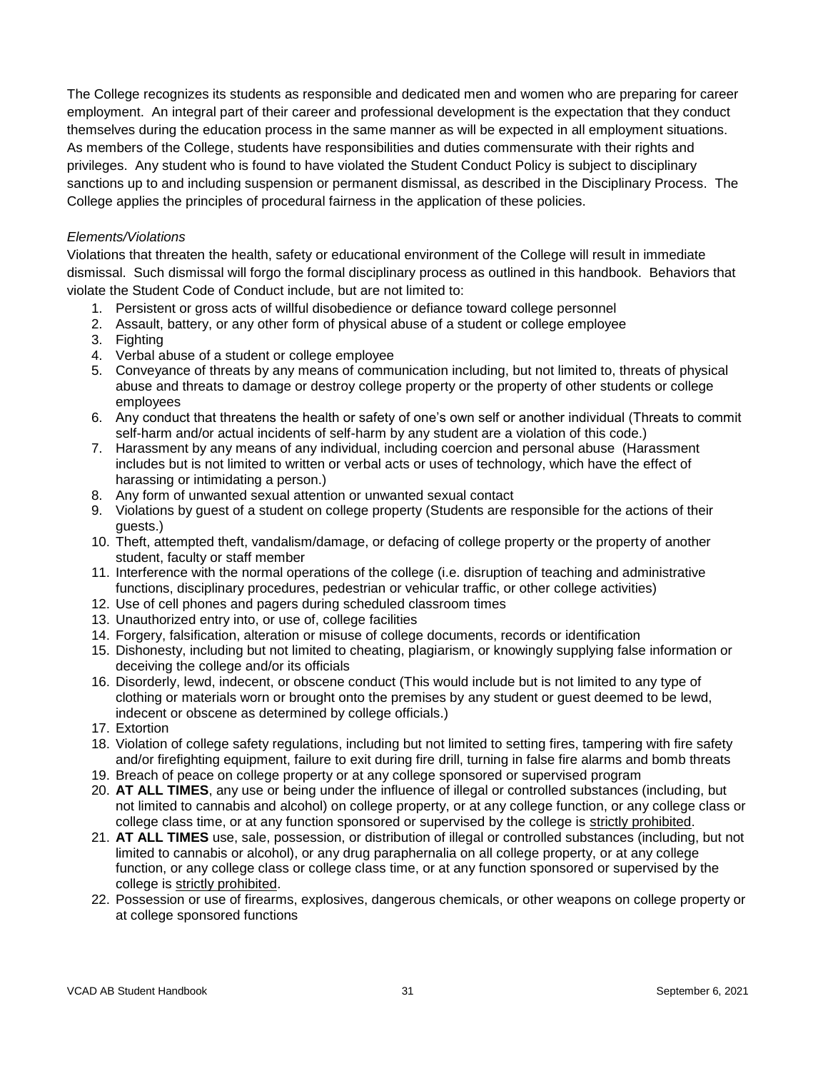The College recognizes its students as responsible and dedicated men and women who are preparing for career employment. An integral part of their career and professional development is the expectation that they conduct themselves during the education process in the same manner as will be expected in all employment situations. As members of the College, students have responsibilities and duties commensurate with their rights and privileges. Any student who is found to have violated the Student Conduct Policy is subject to disciplinary sanctions up to and including suspension or permanent dismissal, as described in the Disciplinary Process. The College applies the principles of procedural fairness in the application of these policies.

*Elements/Violations*

Violations that threaten the health, safety or educational environment of the College will result in immediate dismissal. Such dismissal will forgo the formal disciplinary process as outlined in this handbook. Behaviors that violate the Student Code of Conduct include, but are not limited to:

1. Persistent or gross acts of willful disobedience or defiance toward college personnel
2. Assault, battery, or any other form of physical abuse of a student or college employee
3. Fighting
4. Verbal abuse of a student or college employee
5. Conveyance of threats by any means of communication including, but not limited to, threats of physical abuse and threats to damage or destroy college property or the property of other students or college employees
6. Any conduct that threatens the health or safety of one's own self or another individual (Threats to commit self-harm and/or actual incidents of self-harm by any student are a violation of this code.)
7. Harassment by any means of any individual, including coercion and personal abuse (Harassment includes but is not limited to written or verbal acts or uses of technology, which have the effect of harassing or intimidating a person.)
8. Any form of unwanted sexual attention or unwanted sexual contact
9. Violations by guest of a student on college property (Students are responsible for the actions of their guests.)
10. Theft, attempted theft, vandalism/damage, or defacing of college property or the property of another student, faculty or staff member
11. Interference with the normal operations of the college (i.e. disruption of teaching and administrative functions, disciplinary procedures, pedestrian or vehicular traffic, or other college activities)
12. Use of cell phones and pagers during scheduled classroom times
13. Unauthorized entry into, or use of, college facilities
14. Forgery, falsification, alteration or misuse of college documents, records or identification
15. Dishonesty, including but not limited to cheating, plagiarism, or knowingly supplying false information or deceiving the college and/or its officials
16. Disorderly, lewd, indecent, or obscene conduct (This would include but is not limited to any type of clothing or materials worn or brought onto the premises by any student or guest deemed to be lewd, indecent or obscene as determined by college officials.)
17. Extortion
18. Violation of college safety regulations, including but not limited to setting fires, tampering with fire safety and/or firefighting equipment, failure to exit during fire drill, turning in false fire alarms and bomb threats
19. Breach of peace on college property or at any college sponsored or supervised program
20. **AT ALL TIMES**, any use or being under the influence of illegal or controlled substances (including, but not limited to cannabis and alcohol) on college property, or at any college function, or any college class or college class time, or at any function sponsored or supervised by the college is strictly prohibited.
21. **AT ALL TIMES** use, sale, possession, or distribution of illegal or controlled substances (including, but not limited to cannabis or alcohol), or any drug paraphernalia on all college property, or at any college function, or any college class or college class time, or at any function sponsored or supervised by the college is strictly prohibited.
22. Possession or use of firearms, explosives, dangerous chemicals, or other weapons on college property or at college sponsored functions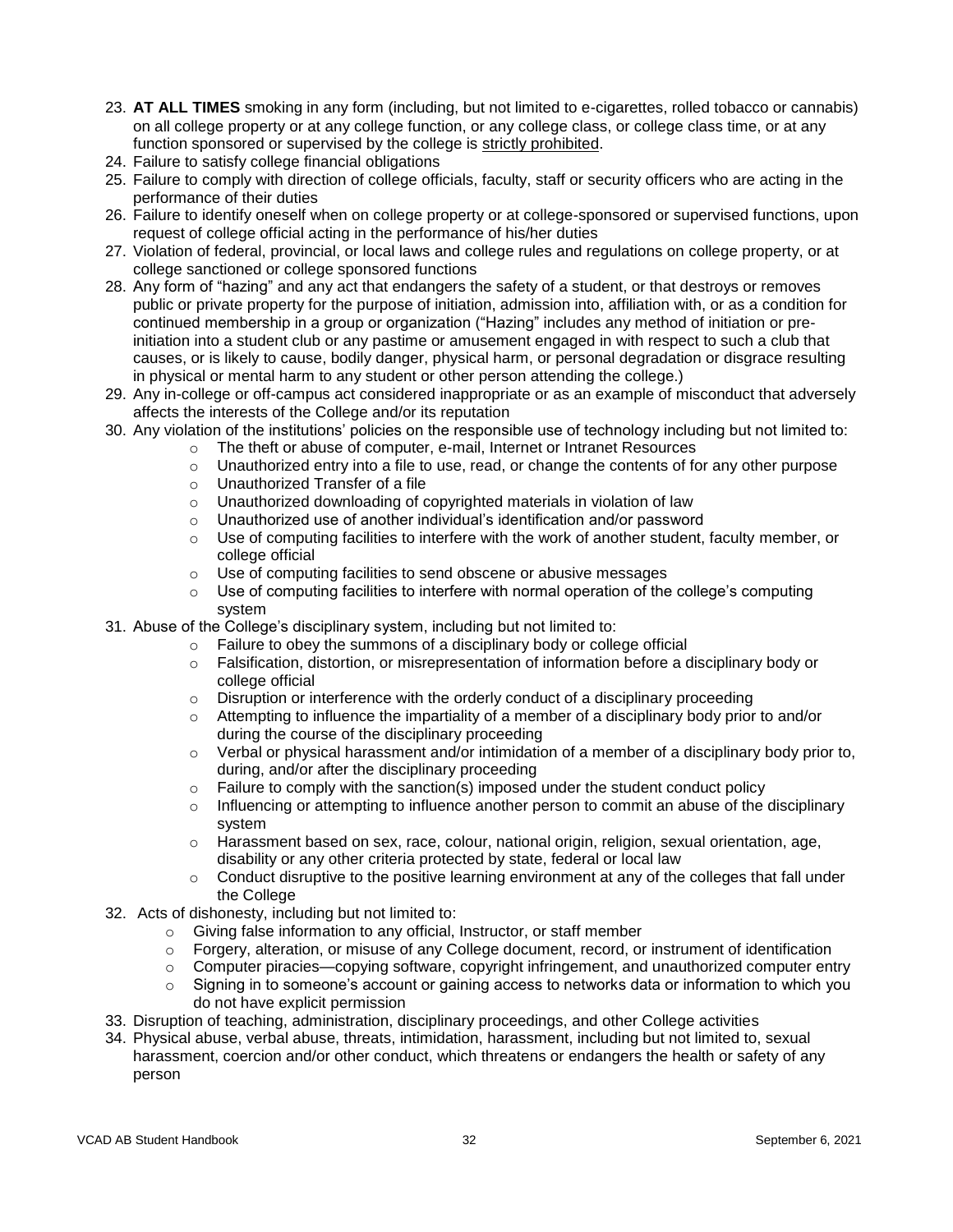23. **AT ALL TIMES** smoking in any form (including, but not limited to e-cigarettes, rolled tobacco or cannabis) on all college property or at any college function, or any college class, or college class time, or at any function sponsored or supervised by the college is <u>strictly prohibited</u>.
24. Failure to satisfy college financial obligations
25. Failure to comply with direction of college officials, faculty, staff or security officers who are acting in the performance of their duties
26. Failure to identify oneself when on college property or at college-sponsored or supervised functions, upon request of college official acting in the performance of his/her duties
27. Violation of federal, provincial, or local laws and college rules and regulations on college property, or at college sanctioned or college sponsored functions
28. Any form of "hazing" and any act that endangers the safety of a student, or that destroys or removes public or private property for the purpose of initiation, admission into, affiliation with, or as a condition for continued membership in a group or organization ("Hazing" includes any method of initiation or pre-initiation into a student club or any pastime or amusement engaged in with respect to such a club that causes, or is likely to cause, bodily danger, physical harm, or personal degradation or disgrace resulting in physical or mental harm to any student or other person attending the college.)
29. Any in-college or off-campus act considered inappropriate or as an example of misconduct that adversely affects the interests of the College and/or its reputation
30. Any violation of the institutions' policies on the responsible use of technology including but not limited to:
    - The theft or abuse of computer, e-mail, Internet or Intranet Resources
    - Unauthorized entry into a file to use, read, or change the contents of for any other purpose
    - Unauthorized Transfer of a file
    - Unauthorized downloading of copyrighted materials in violation of law
    - Unauthorized use of another individual's identification and/or password
    - Use of computing facilities to interfere with the work of another student, faculty member, or college official
    - Use of computing facilities to send obscene or abusive messages
    - Use of computing facilities to interfere with normal operation of the college's computing system
31. Abuse of the College's disciplinary system, including but not limited to:
    - Failure to obey the summons of a disciplinary body or college official
    - Falsification, distortion, or misrepresentation of information before a disciplinary body or college official
    - Disruption or interference with the orderly conduct of a disciplinary proceeding
    - Attempting to influence the impartiality of a member of a disciplinary body prior to and/or during the course of the disciplinary proceeding
    - Verbal or physical harassment and/or intimidation of a member of a disciplinary body prior to, during, and/or after the disciplinary proceeding
    - Failure to comply with the sanction(s) imposed under the student conduct policy
    - Influencing or attempting to influence another person to commit an abuse of the disciplinary system
    - Harassment based on sex, race, colour, national origin, religion, sexual orientation, age, disability or any other criteria protected by state, federal or local law
    - Conduct disruptive to the positive learning environment at any of the colleges that fall under the College
32. Acts of dishonesty, including but not limited to:
    - Giving false information to any official, Instructor, or staff member
    - Forgery, alteration, or misuse of any College document, record, or instrument of identification
    - Computer piracies—copying software, copyright infringement, and unauthorized computer entry
    - Signing in to someone's account or gaining access to networks data or information to which you do not have explicit permission
33. Disruption of teaching, administration, disciplinary proceedings, and other College activities
34. Physical abuse, verbal abuse, threats, intimidation, harassment, including but not limited to, sexual harassment, coercion and/or other conduct, which threatens or endangers the health or safety of any person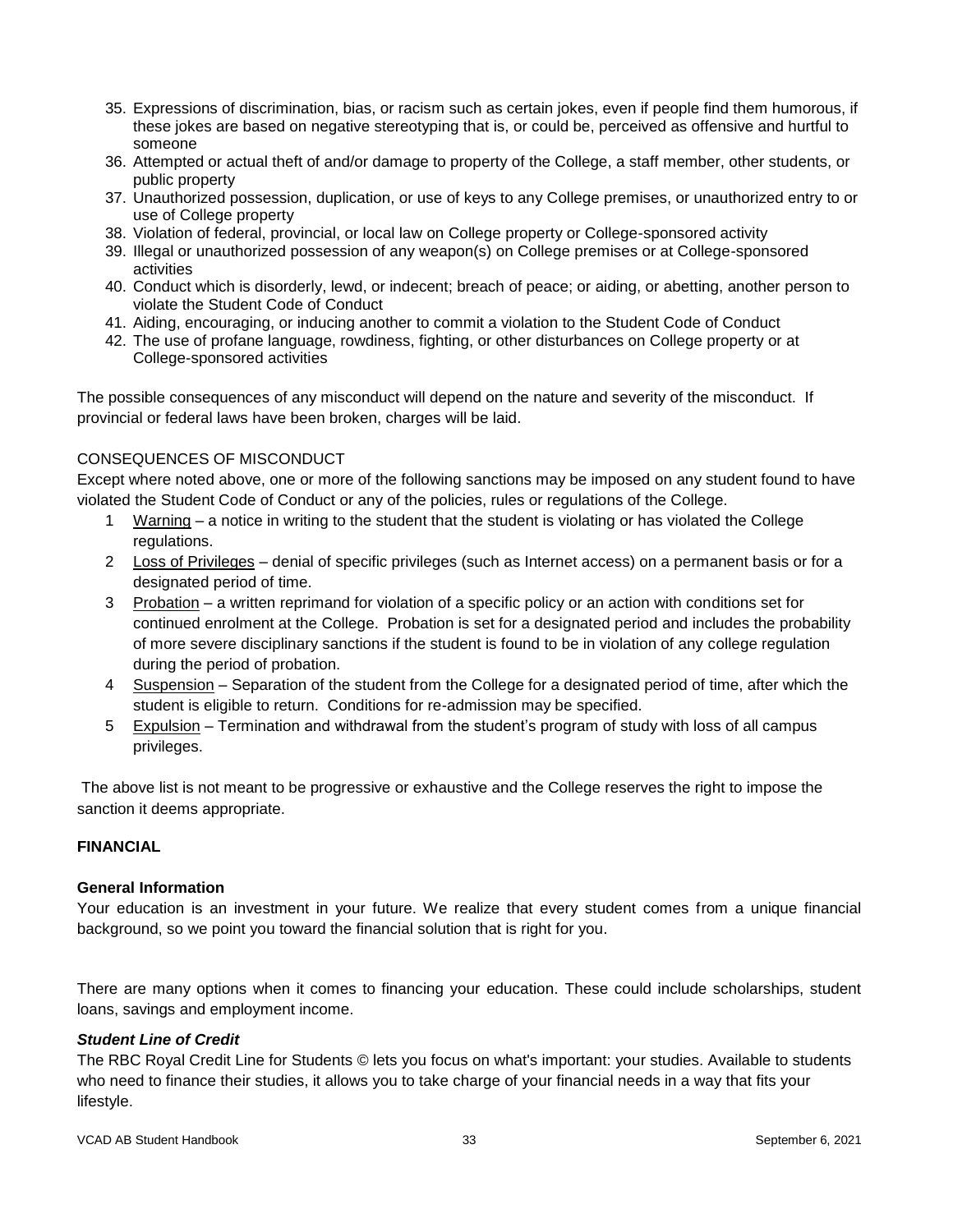35. Expressions of discrimination, bias, or racism such as certain jokes, even if people find them humorous, if these jokes are based on negative stereotyping that is, or could be, perceived as offensive and hurtful to someone
36. Attempted or actual theft of and/or damage to property of the College, a staff member, other students, or public property
37. Unauthorized possession, duplication, or use of keys to any College premises, or unauthorized entry to or use of College property
38. Violation of federal, provincial, or local law on College property or College-sponsored activity
39. Illegal or unauthorized possession of any weapon(s) on College premises or at College-sponsored activities
40. Conduct which is disorderly, lewd, or indecent; breach of peace; or aiding, or abetting, another person to violate the Student Code of Conduct
41. Aiding, encouraging, or inducing another to commit a violation to the Student Code of Conduct
42. The use of profane language, rowdiness, fighting, or other disturbances on College property or at College-sponsored activities

The possible consequences of any misconduct will depend on the nature and severity of the misconduct. If provincial or federal laws have been broken, charges will be laid.

CONSEQUENCES OF MISCONDUCT

Except where noted above, one or more of the following sanctions may be imposed on any student found to have violated the Student Code of Conduct or any of the policies, rules or regulations of the College.

1. Warning – a notice in writing to the student that the student is violating or has violated the College regulations.
2. Loss of Privileges – denial of specific privileges (such as Internet access) on a permanent basis or for a designated period of time.
3. Probation – a written reprimand for violation of a specific policy or an action with conditions set for continued enrolment at the College. Probation is set for a designated period and includes the probability of more severe disciplinary sanctions if the student is found to be in violation of any college regulation during the period of probation.
4. Suspension – Separation of the student from the College for a designated period of time, after which the student is eligible to return. Conditions for re-admission may be specified.
5. Expulsion – Termination and withdrawal from the student's program of study with loss of all campus privileges.

The above list is not meant to be progressive or exhaustive and the College reserves the right to impose the sanction it deems appropriate.

**FINANCIAL**

**General Information**

Your education is an investment in your future. We realize that every student comes from a unique financial background, so we point you toward the financial solution that is right for you.

There are many options when it comes to financing your education. These could include scholarships, student loans, savings and employment income.

***Student Line of Credit***

The RBC Royal Credit Line for Students © lets you focus on what's important: your studies. Available to students who need to finance their studies, it allows you to take charge of your financial needs in a way that fits your lifestyle.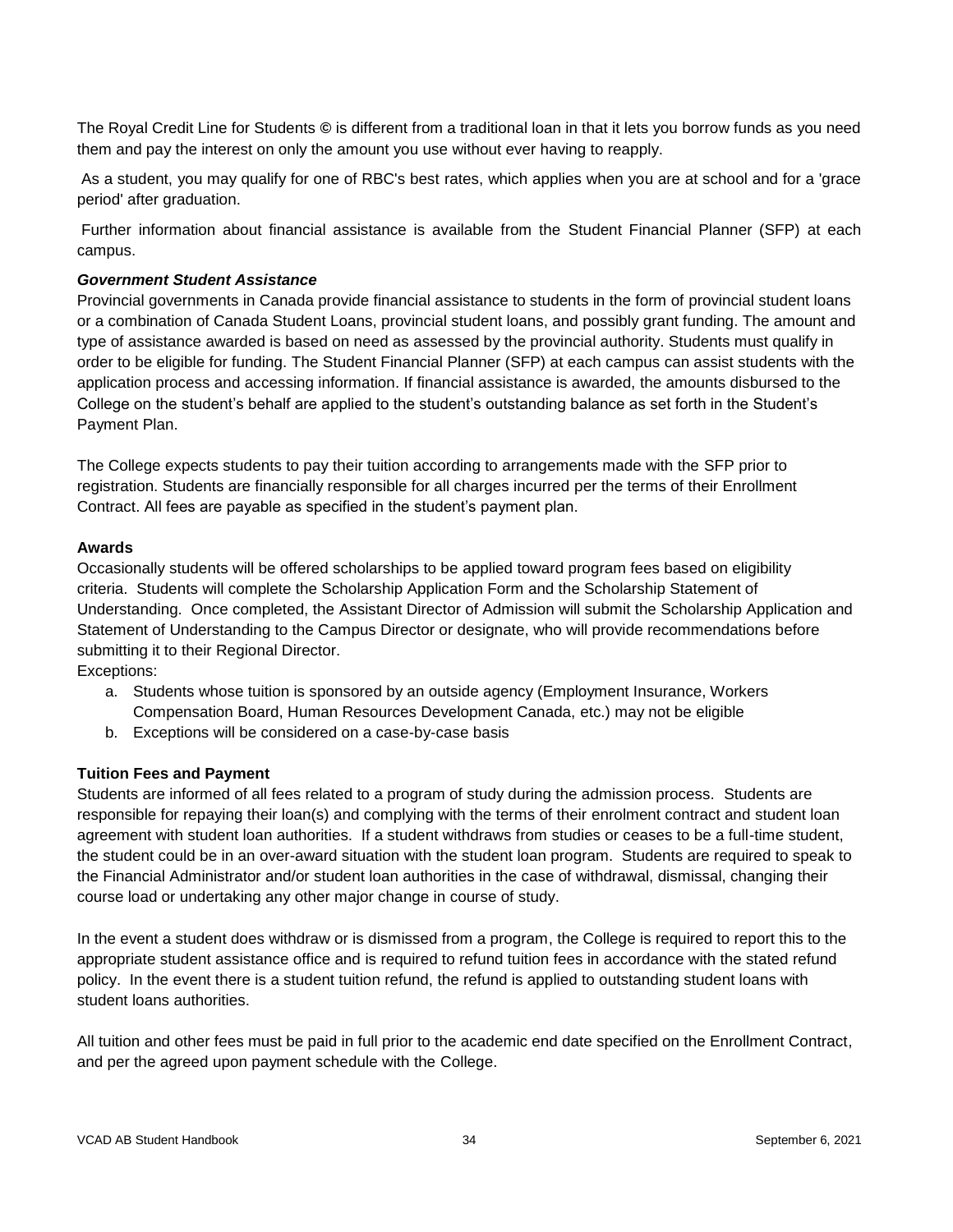The Royal Credit Line for Students © is different from a traditional loan in that it lets you borrow funds as you need them and pay the interest on only the amount you use without ever having to reapply.

As a student, you may qualify for one of RBC's best rates, which applies when you are at school and for a 'grace period' after graduation.

Further information about financial assistance is available from the Student Financial Planner (SFP) at each campus.

***Government Student Assistance***

Provincial governments in Canada provide financial assistance to students in the form of provincial student loans or a combination of Canada Student Loans, provincial student loans, and possibly grant funding. The amount and type of assistance awarded is based on need as assessed by the provincial authority. Students must qualify in order to be eligible for funding. The Student Financial Planner (SFP) at each campus can assist students with the application process and accessing information. If financial assistance is awarded, the amounts disbursed to the College on the student's behalf are applied to the student's outstanding balance as set forth in the Student's Payment Plan.

The College expects students to pay their tuition according to arrangements made with the SFP prior to registration. Students are financially responsible for all charges incurred per the terms of their Enrollment Contract. All fees are payable as specified in the student's payment plan.

**Awards**

Occasionally students will be offered scholarships to be applied toward program fees based on eligibility criteria. Students will complete the Scholarship Application Form and the Scholarship Statement of Understanding. Once completed, the Assistant Director of Admission will submit the Scholarship Application and Statement of Understanding to the Campus Director or designate, who will provide recommendations before submitting it to their Regional Director.

Exceptions:

a. Students whose tuition is sponsored by an outside agency (Employment Insurance, Workers Compensation Board, Human Resources Development Canada, etc.) may not be eligible
b. Exceptions will be considered on a case-by-case basis

**Tuition Fees and Payment**

Students are informed of all fees related to a program of study during the admission process. Students are responsible for repaying their loan(s) and complying with the terms of their enrolment contract and student loan agreement with student loan authorities. If a student withdraws from studies or ceases to be a full-time student, the student could be in an over-award situation with the student loan program. Students are required to speak to the Financial Administrator and/or student loan authorities in the case of withdrawal, dismissal, changing their course load or undertaking any other major change in course of study.

In the event a student does withdraw or is dismissed from a program, the College is required to report this to the appropriate student assistance office and is required to refund tuition fees in accordance with the stated refund policy. In the event there is a student tuition refund, the refund is applied to outstanding student loans with student loans authorities.

All tuition and other fees must be paid in full prior to the academic end date specified on the Enrollment Contract, and per the agreed upon payment schedule with the College.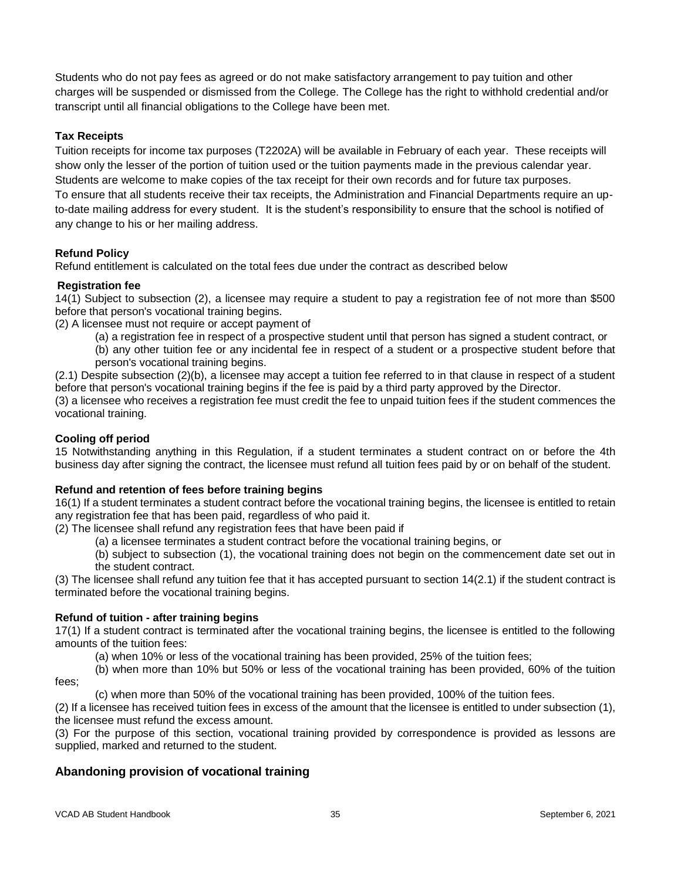Students who do not pay fees as agreed or do not make satisfactory arrangement to pay tuition and other charges will be suspended or dismissed from the College. The College has the right to withhold credential and/or transcript until all financial obligations to the College have been met.

**Tax Receipts**

Tuition receipts for income tax purposes (T2202A) will be available in February of each year. These receipts will show only the lesser of the portion of tuition used or the tuition payments made in the previous calendar year. Students are welcome to make copies of the tax receipt for their own records and for future tax purposes. To ensure that all students receive their tax receipts, the Administration and Financial Departments require an up-to-date mailing address for every student. It is the student's responsibility to ensure that the school is notified of any change to his or her mailing address.

**Refund Policy**

Refund entitlement is calculated on the total fees due under the contract as described below

**Registration fee**

14(1) Subject to subsection (2), a licensee may require a student to pay a registration fee of not more than $500 before that person's vocational training begins.

(2) A licensee must not require or accept payment of

(a) a registration fee in respect of a prospective student until that person has signed a student contract, or

(b) any other tuition fee or any incidental fee in respect of a student or a prospective student before that person's vocational training begins.

(2.1) Despite subsection (2)(b), a licensee may accept a tuition fee referred to in that clause in respect of a student before that person's vocational training begins if the fee is paid by a third party approved by the Director.

(3) a licensee who receives a registration fee must credit the fee to unpaid tuition fees if the student commences the vocational training.

**Cooling off period**

15 Notwithstanding anything in this Regulation, if a student terminates a student contract on or before the 4th business day after signing the contract, the licensee must refund all tuition fees paid by or on behalf of the student.

**Refund and retention of fees before training begins**

16(1) If a student terminates a student contract before the vocational training begins, the licensee is entitled to retain any registration fee that has been paid, regardless of who paid it.

(2) The licensee shall refund any registration fees that have been paid if

(a) a licensee terminates a student contract before the vocational training begins, or

(b) subject to subsection (1), the vocational training does not begin on the commencement date set out in the student contract.

(3) The licensee shall refund any tuition fee that it has accepted pursuant to section 14(2.1) if the student contract is terminated before the vocational training begins.

**Refund of tuition - after training begins**

17(1) If a student contract is terminated after the vocational training begins, the licensee is entitled to the following amounts of the tuition fees:

(a) when 10% or less of the vocational training has been provided, 25% of the tuition fees;

(b) when more than 10% but 50% or less of the vocational training has been provided, 60% of the tuition fees;

(c) when more than 50% of the vocational training has been provided, 100% of the tuition fees.

(2) If a licensee has received tuition fees in excess of the amount that the licensee is entitled to under subsection (1), the licensee must refund the excess amount.

(3) For the purpose of this section, vocational training provided by correspondence is provided as lessons are supplied, marked and returned to the student.

## Abandoning provision of vocational training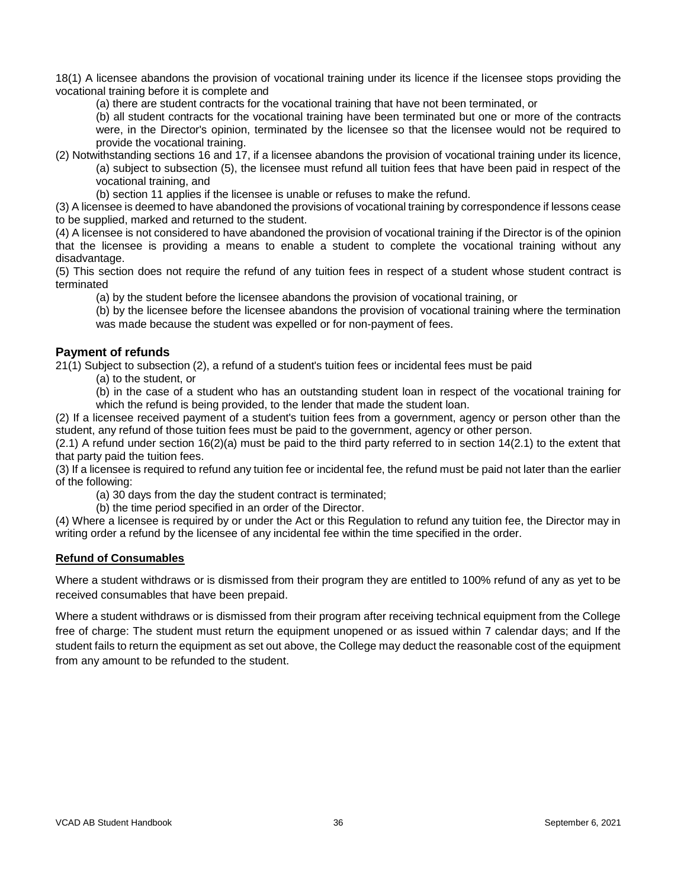18(1) A licensee abandons the provision of vocational training under its licence if the licensee stops providing the vocational training before it is complete and

(a) there are student contracts for the vocational training that have not been terminated, or

(b) all student contracts for the vocational training have been terminated but one or more of the contracts were, in the Director's opinion, terminated by the licensee so that the licensee would not be required to provide the vocational training.

(2) Notwithstanding sections 16 and 17, if a licensee abandons the provision of vocational training under its licence,

(a) subject to subsection (5), the licensee must refund all tuition fees that have been paid in respect of the vocational training, and

(b) section 11 applies if the licensee is unable or refuses to make the refund.

(3) A licensee is deemed to have abandoned the provisions of vocational training by correspondence if lessons cease to be supplied, marked and returned to the student.

(4) A licensee is not considered to have abandoned the provision of vocational training if the Director is of the opinion that the licensee is providing a means to enable a student to complete the vocational training without any disadvantage.

(5) This section does not require the refund of any tuition fees in respect of a student whose student contract is terminated

(a) by the student before the licensee abandons the provision of vocational training, or

(b) by the licensee before the licensee abandons the provision of vocational training where the termination was made because the student was expelled or for non-payment of fees.

## Payment of refunds

21(1) Subject to subsection (2), a refund of a student's tuition fees or incidental fees must be paid

(a) to the student, or

(b) in the case of a student who has an outstanding student loan in respect of the vocational training for which the refund is being provided, to the lender that made the student loan.

(2) If a licensee received payment of a student's tuition fees from a government, agency or person other than the student, any refund of those tuition fees must be paid to the government, agency or other person.

(2.1) A refund under section 16(2)(a) must be paid to the third party referred to in section 14(2.1) to the extent that that party paid the tuition fees.

(3) If a licensee is required to refund any tuition fee or incidental fee, the refund must be paid not later than the earlier of the following:

(a) 30 days from the day the student contract is terminated;

(b) the time period specified in an order of the Director.

(4) Where a licensee is required by or under the Act or this Regulation to refund any tuition fee, the Director may in writing order a refund by the licensee of any incidental fee within the time specified in the order.

### Refund of Consumables

Where a student withdraws or is dismissed from their program they are entitled to 100% refund of any as yet to be received consumables that have been prepaid.

Where a student withdraws or is dismissed from their program after receiving technical equipment from the College free of charge: The student must return the equipment unopened or as issued within 7 calendar days; and If the student fails to return the equipment as set out above, the College may deduct the reasonable cost of the equipment from any amount to be refunded to the student.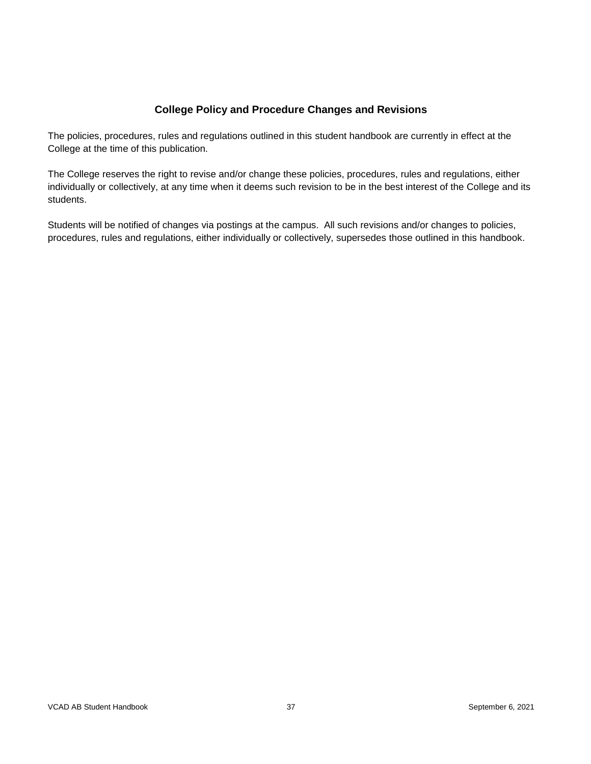## College Policy and Procedure Changes and Revisions

The policies, procedures, rules and regulations outlined in this student handbook are currently in effect at the College at the time of this publication.

The College reserves the right to revise and/or change these policies, procedures, rules and regulations, either individually or collectively, at any time when it deems such revision to be in the best interest of the College and its students.

Students will be notified of changes via postings at the campus. All such revisions and/or changes to policies, procedures, rules and regulations, either individually or collectively, supersedes those outlined in this handbook.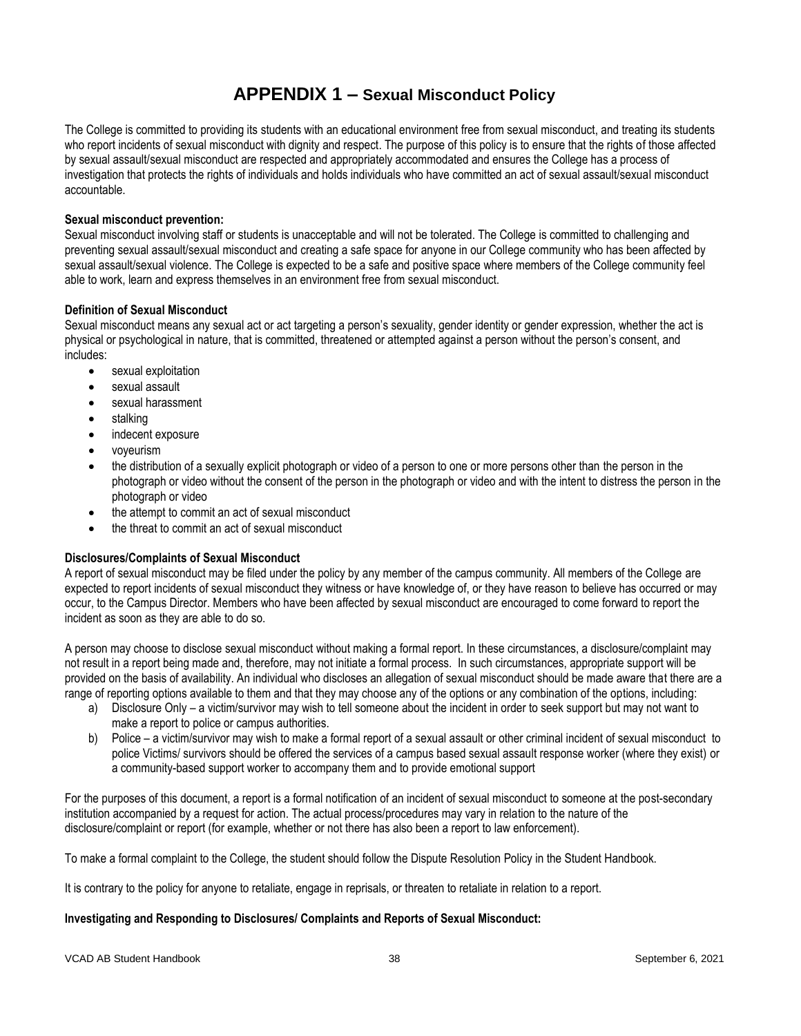# APPENDIX 1 – Sexual Misconduct Policy

The College is committed to providing its students with an educational environment free from sexual misconduct, and treating its students who report incidents of sexual misconduct with dignity and respect. The purpose of this policy is to ensure that the rights of those affected by sexual assault/sexual misconduct are respected and appropriately accommodated and ensures the College has a process of investigation that protects the rights of individuals and holds individuals who have committed an act of sexual assault/sexual misconduct accountable.

**Sexual misconduct prevention:**
Sexual misconduct involving staff or students is unacceptable and will not be tolerated. The College is committed to challenging and preventing sexual assault/sexual misconduct and creating a safe space for anyone in our College community who has been affected by sexual assault/sexual violence. The College is expected to be a safe and positive space where members of the College community feel able to work, learn and express themselves in an environment free from sexual misconduct.

**Definition of Sexual Misconduct**
Sexual misconduct means any sexual act or act targeting a person's sexuality, gender identity or gender expression, whether the act is physical or psychological in nature, that is committed, threatened or attempted against a person without the person's consent, and includes:

- sexual exploitation
- sexual assault
- sexual harassment
- stalking
- indecent exposure
- voyeurism
- the distribution of a sexually explicit photograph or video of a person to one or more persons other than the person in the photograph or video without the consent of the person in the photograph or video and with the intent to distress the person in the photograph or video
- the attempt to commit an act of sexual misconduct
- the threat to commit an act of sexual misconduct

**Disclosures/Complaints of Sexual Misconduct**
A report of sexual misconduct may be filed under the policy by any member of the campus community. All members of the College are expected to report incidents of sexual misconduct they witness or have knowledge of, or they have reason to believe has occurred or may occur, to the Campus Director. Members who have been affected by sexual misconduct are encouraged to come forward to report the incident as soon as they are able to do so.

A person may choose to disclose sexual misconduct without making a formal report. In these circumstances, a disclosure/complaint may not result in a report being made and, therefore, may not initiate a formal process. In such circumstances, appropriate support will be provided on the basis of availability. An individual who discloses an allegation of sexual misconduct should be made aware that there are a range of reporting options available to them and that they may choose any of the options or any combination of the options, including:

a) Disclosure Only – a victim/survivor may wish to tell someone about the incident in order to seek support but may not want to make a report to police or campus authorities.
b) Police – a victim/survivor may wish to make a formal report of a sexual assault or other criminal incident of sexual misconduct to police Victims/ survivors should be offered the services of a campus based sexual assault response worker (where they exist) or a community-based support worker to accompany them and to provide emotional support

For the purposes of this document, a report is a formal notification of an incident of sexual misconduct to someone at the post-secondary institution accompanied by a request for action. The actual process/procedures may vary in relation to the nature of the disclosure/complaint or report (for example, whether or not there has also been a report to law enforcement).

To make a formal complaint to the College, the student should follow the Dispute Resolution Policy in the Student Handbook.

It is contrary to the policy for anyone to retaliate, engage in reprisals, or threaten to retaliate in relation to a report.

**Investigating and Responding to Disclosures/ Complaints and Reports of Sexual Misconduct:**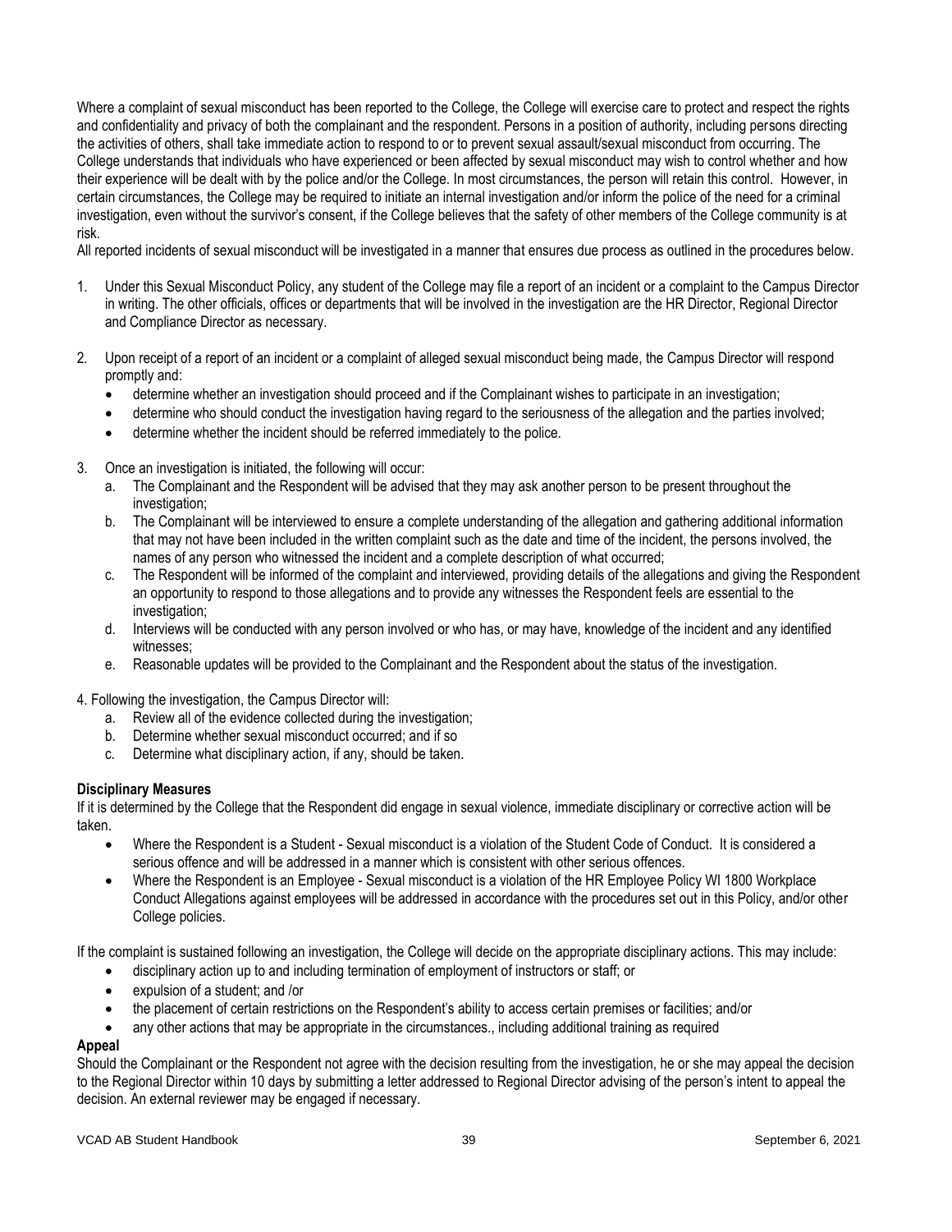Where a complaint of sexual misconduct has been reported to the College, the College will exercise care to protect and respect the rights and confidentiality and privacy of both the complainant and the respondent. Persons in a position of authority, including persons directing the activities of others, shall take immediate action to respond to or to prevent sexual assault/sexual misconduct from occurring. The College understands that individuals who have experienced or been affected by sexual misconduct may wish to control whether and how their experience will be dealt with by the police and/or the College. In most circumstances, the person will retain this control. However, in certain circumstances, the College may be required to initiate an internal investigation and/or inform the police of the need for a criminal investigation, even without the survivor's consent, if the College believes that the safety of other members of the College community is at risk.

All reported incidents of sexual misconduct will be investigated in a manner that ensures due process as outlined in the procedures below.

1. Under this Sexual Misconduct Policy, any student of the College may file a report of an incident or a complaint to the Campus Director in writing. The other officials, offices or departments that will be involved in the investigation are the HR Director, Regional Director and Compliance Director as necessary.

2. Upon receipt of a report of an incident or a complaint of alleged sexual misconduct being made, the Campus Director will respond promptly and:
   - determine whether an investigation should proceed and if the Complainant wishes to participate in an investigation;
   - determine who should conduct the investigation having regard to the seriousness of the allegation and the parties involved;
   - determine whether the incident should be referred immediately to the police.

3. Once an investigation is initiated, the following will occur:
   a. The Complainant and the Respondent will be advised that they may ask another person to be present throughout the investigation;
   b. The Complainant will be interviewed to ensure a complete understanding of the allegation and gathering additional information that may not have been included in the written complaint such as the date and time of the incident, the persons involved, the names of any person who witnessed the incident and a complete description of what occurred;
   c. The Respondent will be informed of the complaint and interviewed, providing details of the allegations and giving the Respondent an opportunity to respond to those allegations and to provide any witnesses the Respondent feels are essential to the investigation;
   d. Interviews will be conducted with any person involved or who has, or may have, knowledge of the incident and any identified witnesses;
   e. Reasonable updates will be provided to the Complainant and the Respondent about the status of the investigation.

4. Following the investigation, the Campus Director will:
   a. Review all of the evidence collected during the investigation;
   b. Determine whether sexual misconduct occurred; and if so
   c. Determine what disciplinary action, if any, should be taken.

**Disciplinary Measures**

If it is determined by the College that the Respondent did engage in sexual violence, immediate disciplinary or corrective action will be taken.

- Where the Respondent is a Student - Sexual misconduct is a violation of the Student Code of Conduct. It is considered a serious offence and will be addressed in a manner which is consistent with other serious offences.
- Where the Respondent is an Employee - Sexual misconduct is a violation of the HR Employee Policy WI 1800 Workplace Conduct Allegations against employees will be addressed in accordance with the procedures set out in this Policy, and/or other College policies.

If the complaint is sustained following an investigation, the College will decide on the appropriate disciplinary actions. This may include:

- disciplinary action up to and including termination of employment of instructors or staff; or
- expulsion of a student; and /or
- the placement of certain restrictions on the Respondent's ability to access certain premises or facilities; and/or
- any other actions that may be appropriate in the circumstances., including additional training as required

**Appeal**

Should the Complainant or the Respondent not agree with the decision resulting from the investigation, he or she may appeal the decision to the Regional Director within 10 days by submitting a letter addressed to Regional Director advising of the person's intent to appeal the decision. An external reviewer may be engaged if necessary.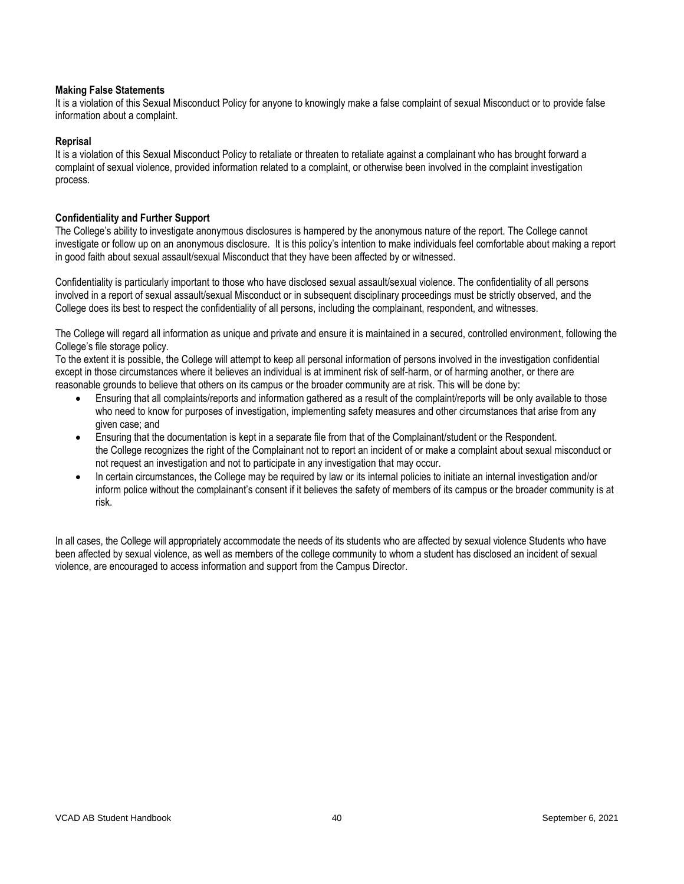**Making False Statements**

It is a violation of this Sexual Misconduct Policy for anyone to knowingly make a false complaint of sexual Misconduct or to provide false information about a complaint.

**Reprisal**

It is a violation of this Sexual Misconduct Policy to retaliate or threaten to retaliate against a complainant who has brought forward a complaint of sexual violence, provided information related to a complaint, or otherwise been involved in the complaint investigation process.

**Confidentiality and Further Support**

The College's ability to investigate anonymous disclosures is hampered by the anonymous nature of the report. The College cannot investigate or follow up on an anonymous disclosure. It is this policy's intention to make individuals feel comfortable about making a report in good faith about sexual assault/sexual Misconduct that they have been affected by or witnessed.

Confidentiality is particularly important to those who have disclosed sexual assault/sexual violence. The confidentiality of all persons involved in a report of sexual assault/sexual Misconduct or in subsequent disciplinary proceedings must be strictly observed, and the College does its best to respect the confidentiality of all persons, including the complainant, respondent, and witnesses.

The College will regard all information as unique and private and ensure it is maintained in a secured, controlled environment, following the College's file storage policy.

To the extent it is possible, the College will attempt to keep all personal information of persons involved in the investigation confidential except in those circumstances where it believes an individual is at imminent risk of self-harm, or of harming another, or there are reasonable grounds to believe that others on its campus or the broader community are at risk. This will be done by:

- Ensuring that all complaints/reports and information gathered as a result of the complaint/reports will be only available to those who need to know for purposes of investigation, implementing safety measures and other circumstances that arise from any given case; and
- Ensuring that the documentation is kept in a separate file from that of the Complainant/student or the Respondent. the College recognizes the right of the Complainant not to report an incident of or make a complaint about sexual misconduct or not request an investigation and not to participate in any investigation that may occur.
- In certain circumstances, the College may be required by law or its internal policies to initiate an internal investigation and/or inform police without the complainant's consent if it believes the safety of members of its campus or the broader community is at risk.

In all cases, the College will appropriately accommodate the needs of its students who are affected by sexual violence Students who have been affected by sexual violence, as well as members of the college community to whom a student has disclosed an incident of sexual violence, are encouraged to access information and support from the Campus Director.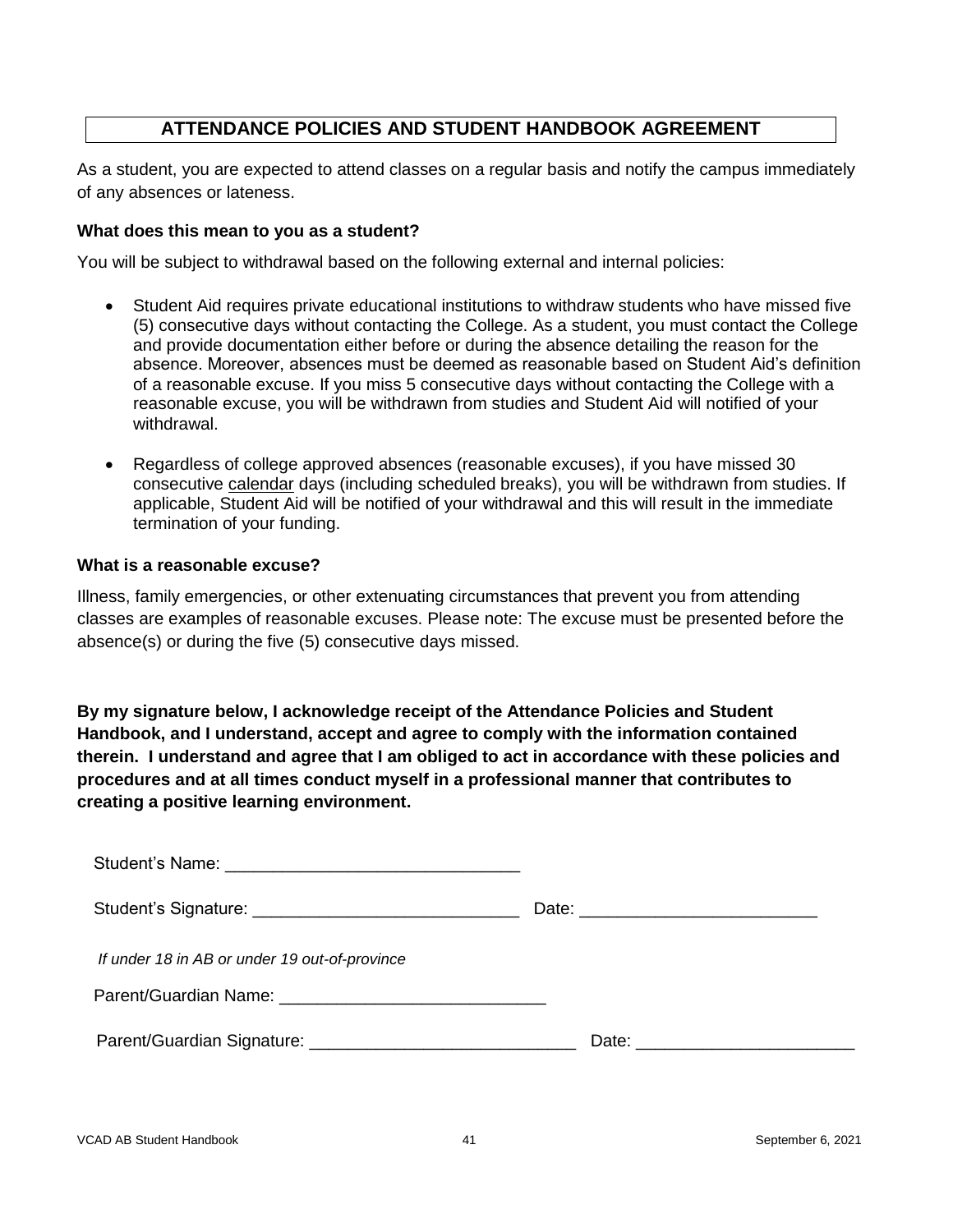## ATTENDANCE POLICIES AND STUDENT HANDBOOK AGREEMENT

As a student, you are expected to attend classes on a regular basis and notify the campus immediately of any absences or lateness.

**What does this mean to you as a student?**

You will be subject to withdrawal based on the following external and internal policies:

- Student Aid requires private educational institutions to withdraw students who have missed five (5) consecutive days without contacting the College. As a student, you must contact the College and provide documentation either before or during the absence detailing the reason for the absence. Moreover, absences must be deemed as reasonable based on Student Aid's definition of a reasonable excuse. If you miss 5 consecutive days without contacting the College with a reasonable excuse, you will be withdrawn from studies and Student Aid will notified of your withdrawal.

- Regardless of college approved absences (reasonable excuses), if you have missed 30 consecutive calendar days (including scheduled breaks), you will be withdrawn from studies. If applicable, Student Aid will be notified of your withdrawal and this will result in the immediate termination of your funding.

**What is a reasonable excuse?**

Illness, family emergencies, or other extenuating circumstances that prevent you from attending classes are examples of reasonable excuses. Please note: The excuse must be presented before the absence(s) or during the five (5) consecutive days missed.

**By my signature below, I acknowledge receipt of the Attendance Policies and Student Handbook, and I understand, accept and agree to comply with the information contained therein. I understand and agree that I am obliged to act in accordance with these policies and procedures and at all times conduct myself in a professional manner that contributes to creating a positive learning environment.**

Student's Name: ______________________________

Student's Signature: ____________________________ Date: ________________________

*If under 18 in AB or under 19 out-of-province*

Parent/Guardian Name: ___________________________

Parent/Guardian Signature: ____________________________ Date: ______________________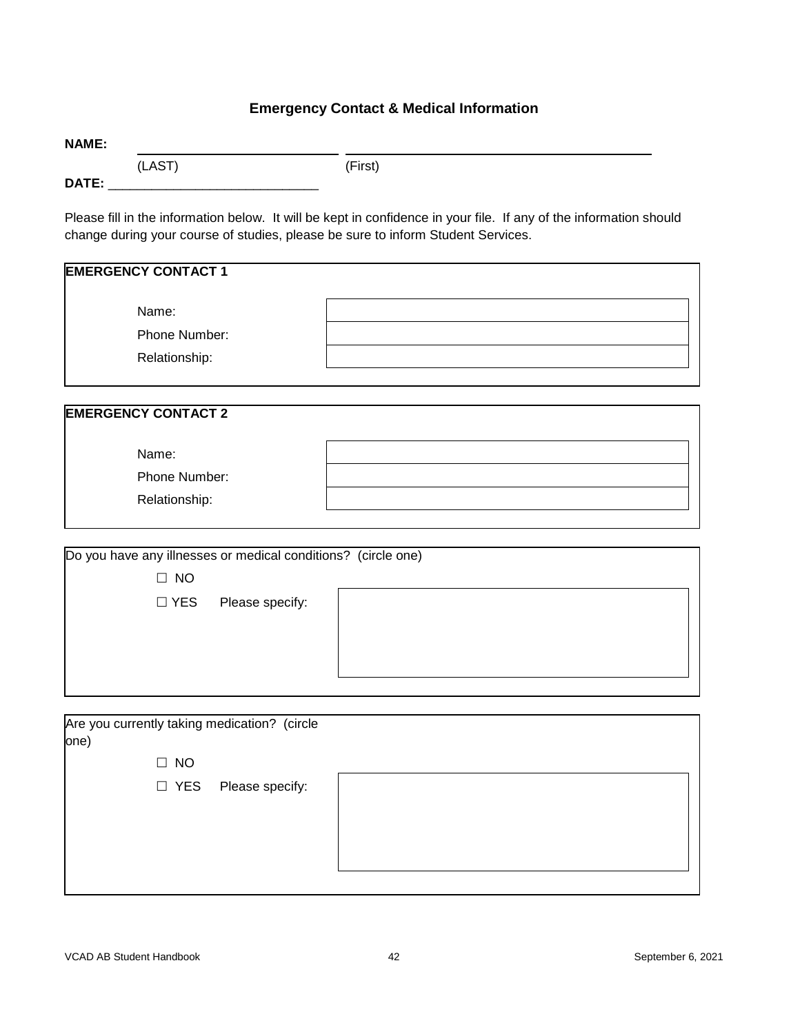## Emergency Contact & Medical Information

**NAME:** ______________________ ______________________________

(LAST) (First)

**DATE:** ____________________________

Please fill in the information below. It will be kept in confidence in your file. If any of the information should change during your course of studies, please be sure to inform Student Services.

**EMERGENCY CONTACT 1**

| | |
|---|---|
| Name: | |
| Phone Number: | |
| Relationship: | |

**EMERGENCY CONTACT 2**

| | |
|---|---|
| Name: | |
| Phone Number: | |
| Relationship: | |

Do you have any illnesses or medical conditions? (circle one)

☐ NO

☐ YES Please specify:

Are you currently taking medication? (circle one)

☐ NO

☐ YES Please specify: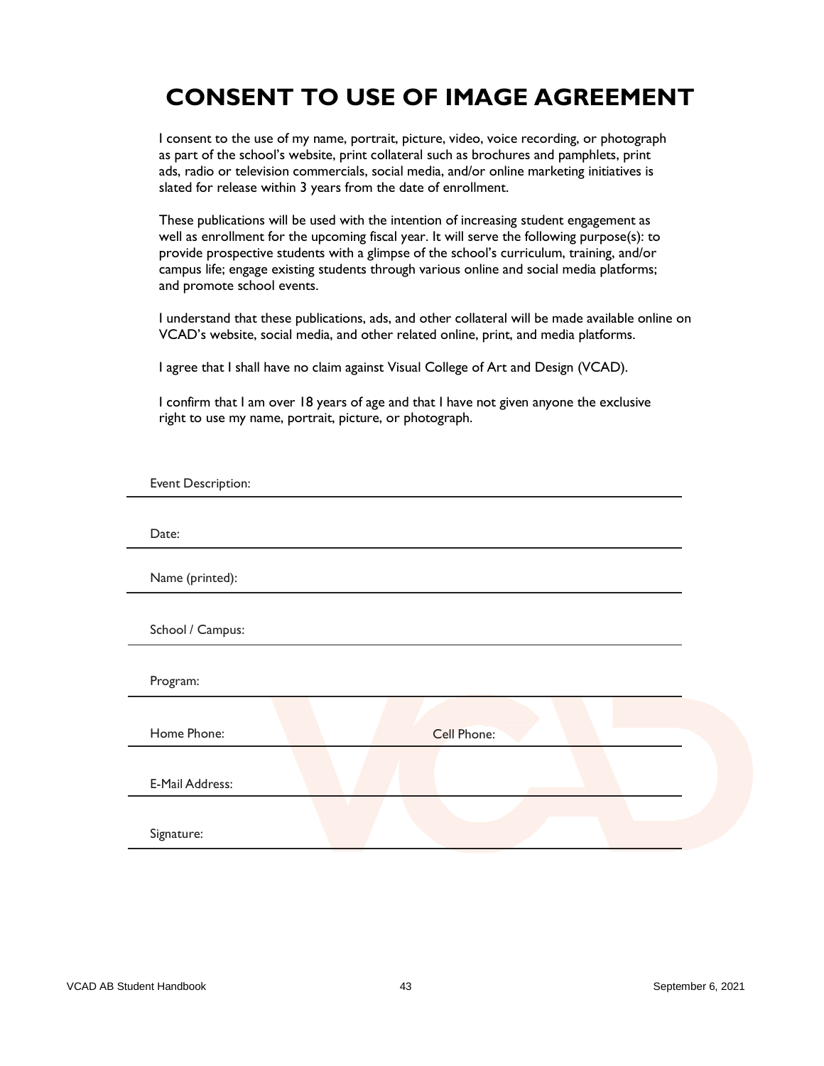# CONSENT TO USE OF IMAGE AGREEMENT

I consent to the use of my name, portrait, picture, video, voice recording, or photograph as part of the school's website, print collateral such as brochures and pamphlets, print ads, radio or television commercials, social media, and/or online marketing initiatives is slated for release within 3 years from the date of enrollment.

These publications will be used with the intention of increasing student engagement as well as enrollment for the upcoming fiscal year. It will serve the following purpose(s): to provide prospective students with a glimpse of the school's curriculum, training, and/or campus life; engage existing students through various online and social media platforms; and promote school events.

I understand that these publications, ads, and other collateral will be made available online on VCAD's website, social media, and other related online, print, and media platforms.

I agree that I shall have no claim against Visual College of Art and Design (VCAD).

I confirm that I am over 18 years of age and that I have not given anyone the exclusive right to use my name, portrait, picture, or photograph.

Event Description: ______________________________

Date: ______________________________

Name (printed): ______________________________

School / Campus: ______________________________

Program: ______________________________

Home Phone: ______________ Cell Phone: ______________

E-Mail Address: ______________________________

Signature: ______________________________